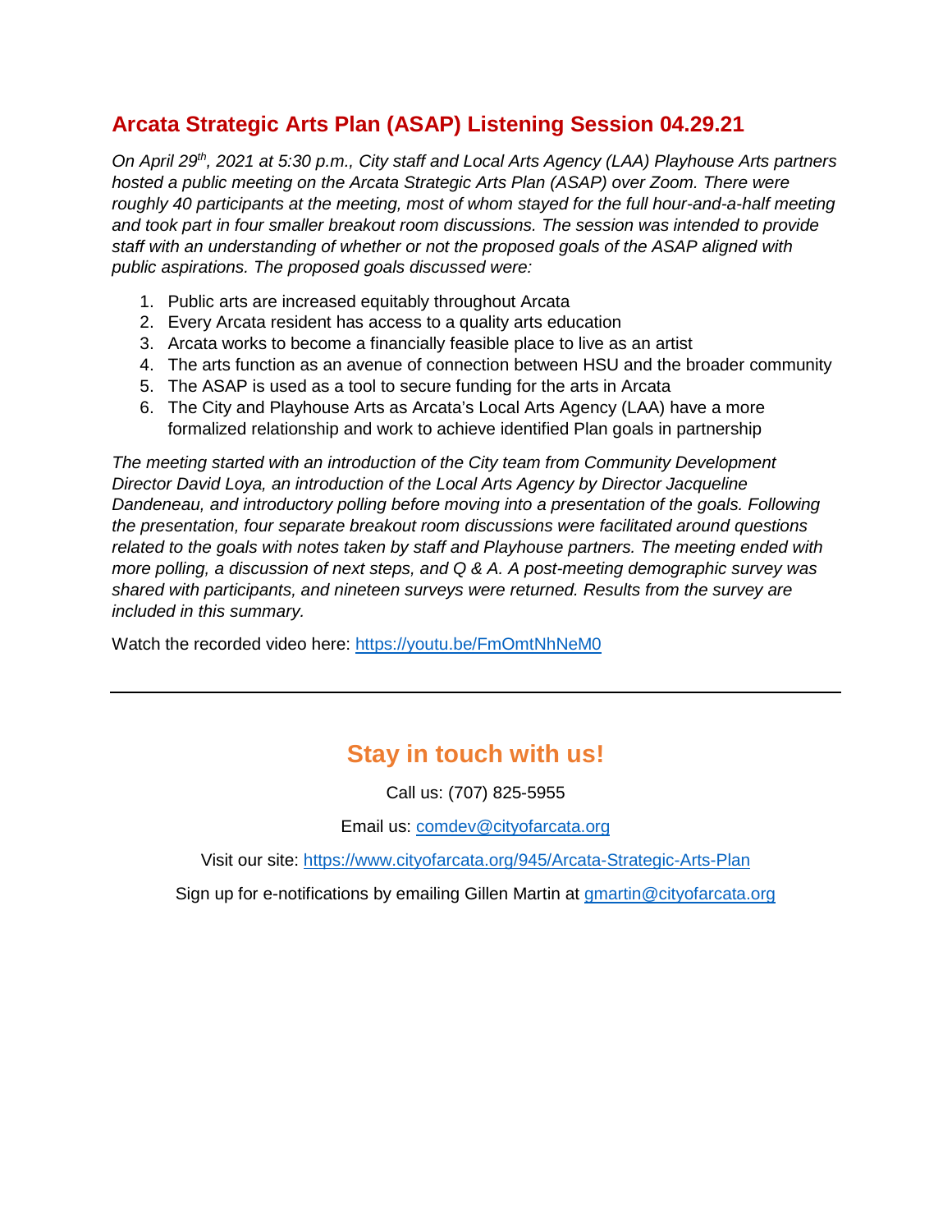## Arcata Strategic Arts Plan (ASAP) Listening Session 04.29.21

*On April 29th, 2021 at 5:30 p.m., City staff and Local Arts Agency (LAA) Playhouse Arts partners hosted a public meeting on the Arcata Strategic Arts Plan (ASAP) over Zoom. There were roughly 40 participants at the meeting, most of whom stayed for the full hour-and-a-half meeting and took part in four smaller breakout room discussions. The session was intended to provide staff with an understanding of whether or not the proposed goals of the ASAP aligned with public aspirations. The proposed goals discussed were:*

1. Public arts are increased equitably throughout Arcata
2. Every Arcata resident has access to a quality arts education
3. Arcata works to become a financially feasible place to live as an artist
4. The arts function as an avenue of connection between HSU and the broader community
5. The ASAP is used as a tool to secure funding for the arts in Arcata
6. The City and Playhouse Arts as Arcata's Local Arts Agency (LAA) have a more formalized relationship and work to achieve identified Plan goals in partnership

*The meeting started with an introduction of the City team from Community Development Director David Loya, an introduction of the Local Arts Agency by Director Jacqueline Dandeneau, and introductory polling before moving into a presentation of the goals. Following the presentation, four separate breakout room discussions were facilitated around questions related to the goals with notes taken by staff and Playhouse partners. The meeting ended with more polling, a discussion of next steps, and Q & A. A post-meeting demographic survey was shared with participants, and nineteen surveys were returned. Results from the survey are included in this summary.*

Watch the recorded video here: https://youtu.be/FmOmtNhNeM0

---

## Stay in touch with us!

Call us: (707) 825-5955

Email us: comdev@cityofarcata.org

Visit our site: https://www.cityofarcata.org/945/Arcata-Strategic-Arts-Plan

Sign up for e-notifications by emailing Gillen Martin at gmartin@cityofarcata.org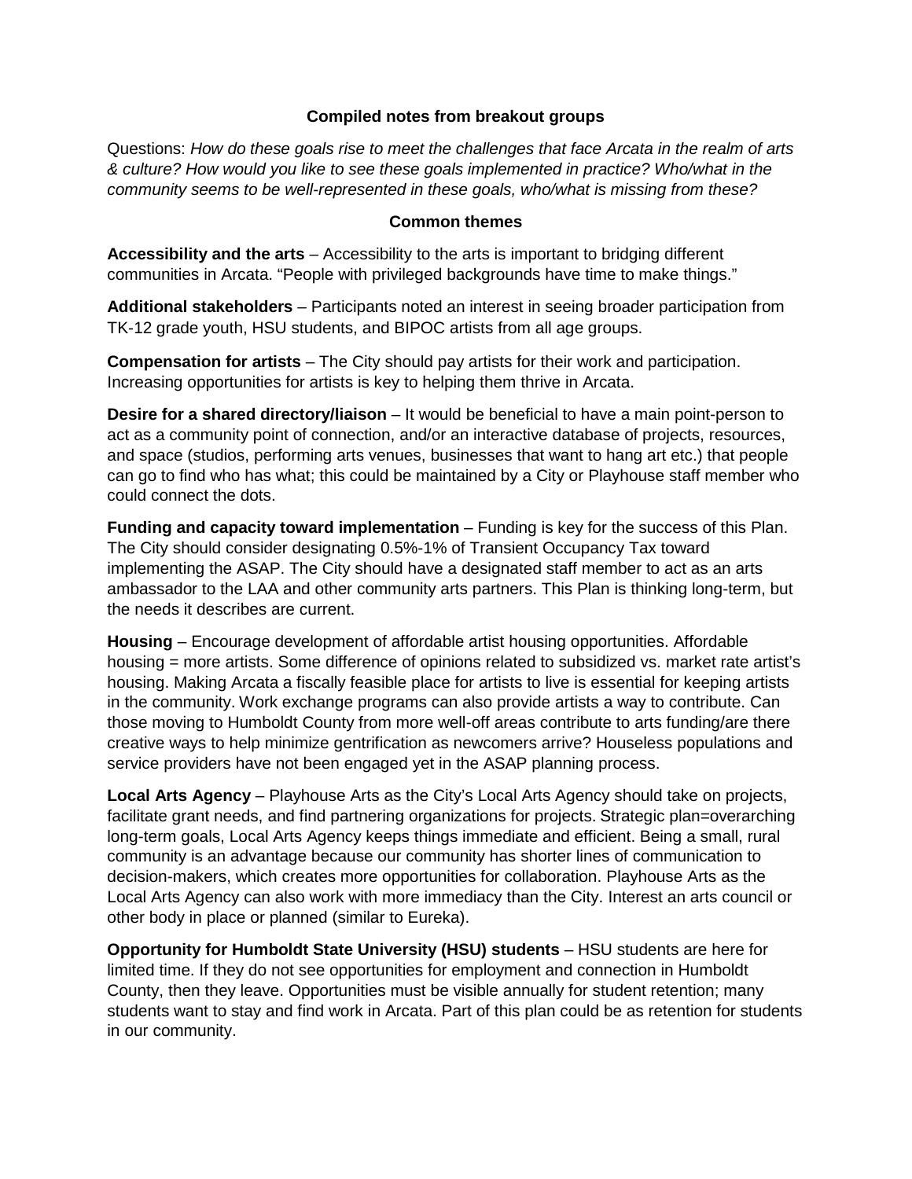**Compiled notes from breakout groups**

Questions: *How do these goals rise to meet the challenges that face Arcata in the realm of arts & culture? How would you like to see these goals implemented in practice? Who/what in the community seems to be well-represented in these goals, who/what is missing from these?*

**Common themes**

**Accessibility and the arts** – Accessibility to the arts is important to bridging different communities in Arcata. "People with privileged backgrounds have time to make things."

**Additional stakeholders** – Participants noted an interest in seeing broader participation from TK-12 grade youth, HSU students, and BIPOC artists from all age groups.

**Compensation for artists** – The City should pay artists for their work and participation. Increasing opportunities for artists is key to helping them thrive in Arcata.

**Desire for a shared directory/liaison** – It would be beneficial to have a main point-person to act as a community point of connection, and/or an interactive database of projects, resources, and space (studios, performing arts venues, businesses that want to hang art etc.) that people can go to find who has what; this could be maintained by a City or Playhouse staff member who could connect the dots.

**Funding and capacity toward implementation** – Funding is key for the success of this Plan. The City should consider designating 0.5%-1% of Transient Occupancy Tax toward implementing the ASAP. The City should have a designated staff member to act as an arts ambassador to the LAA and other community arts partners. This Plan is thinking long-term, but the needs it describes are current.

**Housing** – Encourage development of affordable artist housing opportunities. Affordable housing = more artists. Some difference of opinions related to subsidized vs. market rate artist's housing. Making Arcata a fiscally feasible place for artists to live is essential for keeping artists in the community. Work exchange programs can also provide artists a way to contribute. Can those moving to Humboldt County from more well-off areas contribute to arts funding/are there creative ways to help minimize gentrification as newcomers arrive? Houseless populations and service providers have not been engaged yet in the ASAP planning process.

**Local Arts Agency** – Playhouse Arts as the City's Local Arts Agency should take on projects, facilitate grant needs, and find partnering organizations for projects. Strategic plan=overarching long-term goals, Local Arts Agency keeps things immediate and efficient. Being a small, rural community is an advantage because our community has shorter lines of communication to decision-makers, which creates more opportunities for collaboration. Playhouse Arts as the Local Arts Agency can also work with more immediacy than the City. Interest an arts council or other body in place or planned (similar to Eureka).

**Opportunity for Humboldt State University (HSU) students** – HSU students are here for limited time. If they do not see opportunities for employment and connection in Humboldt County, then they leave. Opportunities must be visible annually for student retention; many students want to stay and find work in Arcata. Part of this plan could be as retention for students in our community.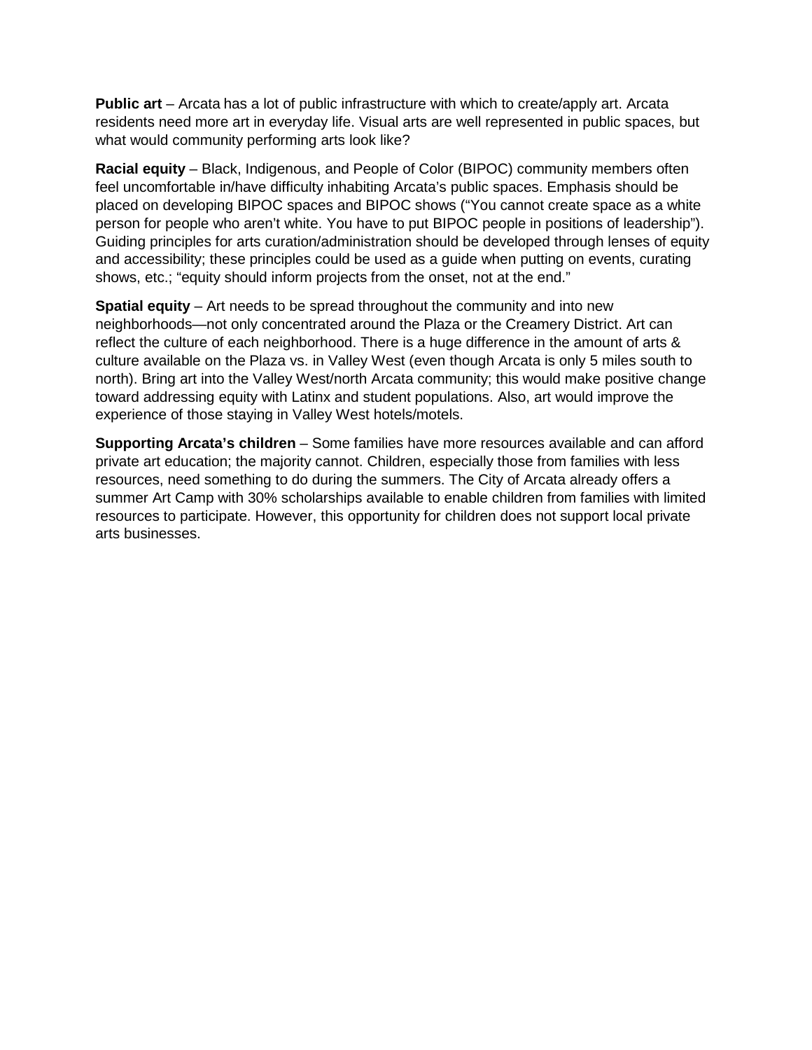**Public art** – Arcata has a lot of public infrastructure with which to create/apply art. Arcata residents need more art in everyday life. Visual arts are well represented in public spaces, but what would community performing arts look like?

**Racial equity** – Black, Indigenous, and People of Color (BIPOC) community members often feel uncomfortable in/have difficulty inhabiting Arcata's public spaces. Emphasis should be placed on developing BIPOC spaces and BIPOC shows ("You cannot create space as a white person for people who aren't white. You have to put BIPOC people in positions of leadership"). Guiding principles for arts curation/administration should be developed through lenses of equity and accessibility; these principles could be used as a guide when putting on events, curating shows, etc.; "equity should inform projects from the onset, not at the end."

**Spatial equity** – Art needs to be spread throughout the community and into new neighborhoods—not only concentrated around the Plaza or the Creamery District. Art can reflect the culture of each neighborhood. There is a huge difference in the amount of arts & culture available on the Plaza vs. in Valley West (even though Arcata is only 5 miles south to north). Bring art into the Valley West/north Arcata community; this would make positive change toward addressing equity with Latinx and student populations. Also, art would improve the experience of those staying in Valley West hotels/motels.

**Supporting Arcata's children** – Some families have more resources available and can afford private art education; the majority cannot. Children, especially those from families with less resources, need something to do during the summers. The City of Arcata already offers a summer Art Camp with 30% scholarships available to enable children from families with limited resources to participate. However, this opportunity for children does not support local private arts businesses.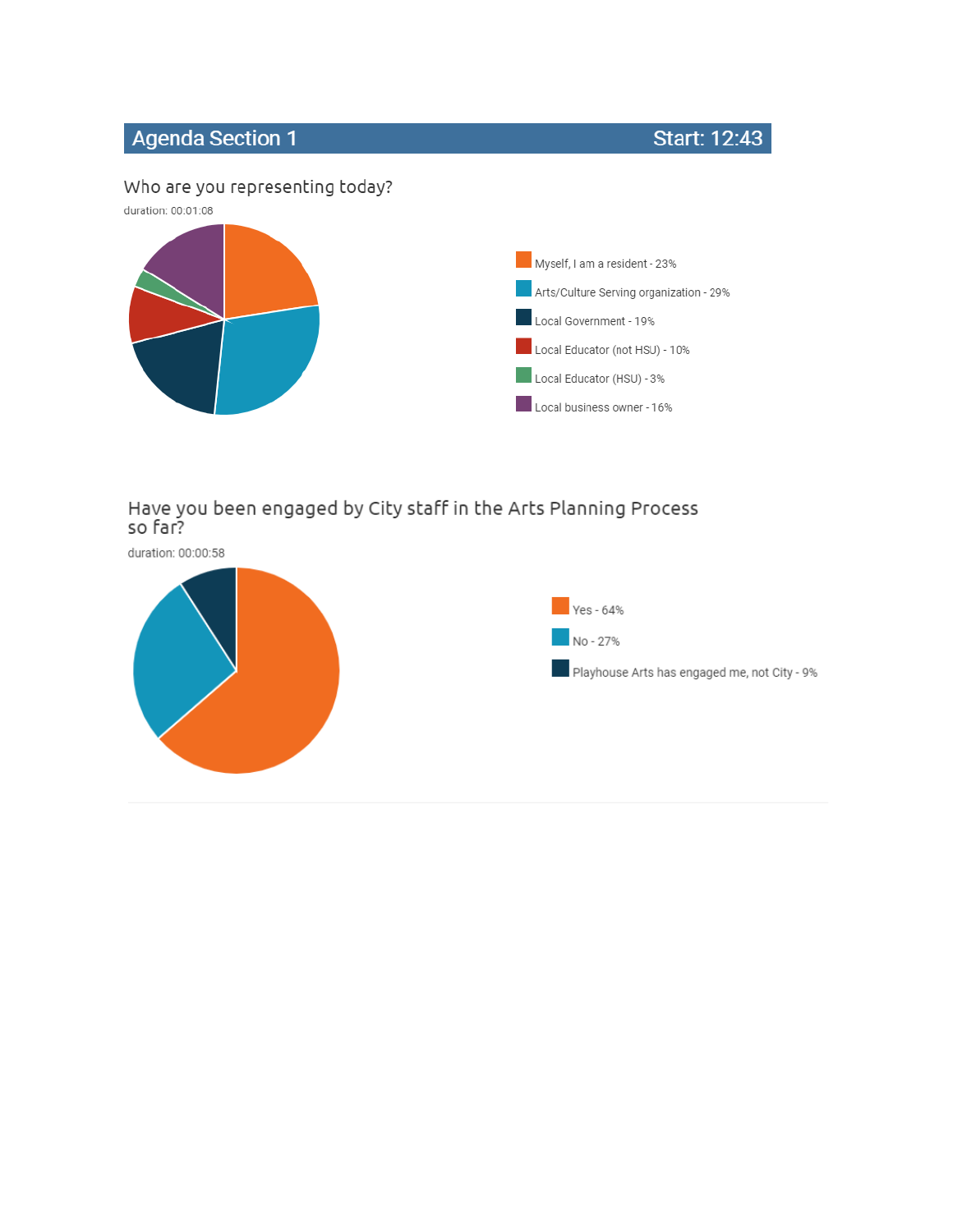## Agenda Section 1 — Start: 12:43

### Who are you representing today?

duration: 00:01:08

- Myself, I am a resident - 23%
- Arts/Culture Serving organization - 29%
- Local Government - 19%
- Local Educator (not HSU) - 10%
- Local Educator (HSU) - 3%
- Local business owner - 16%

### Have you been engaged by City staff in the Arts Planning Process so far?

duration: 00:00:58

- Yes - 64%
- No - 27%
- Playhouse Arts has engaged me, not City - 9%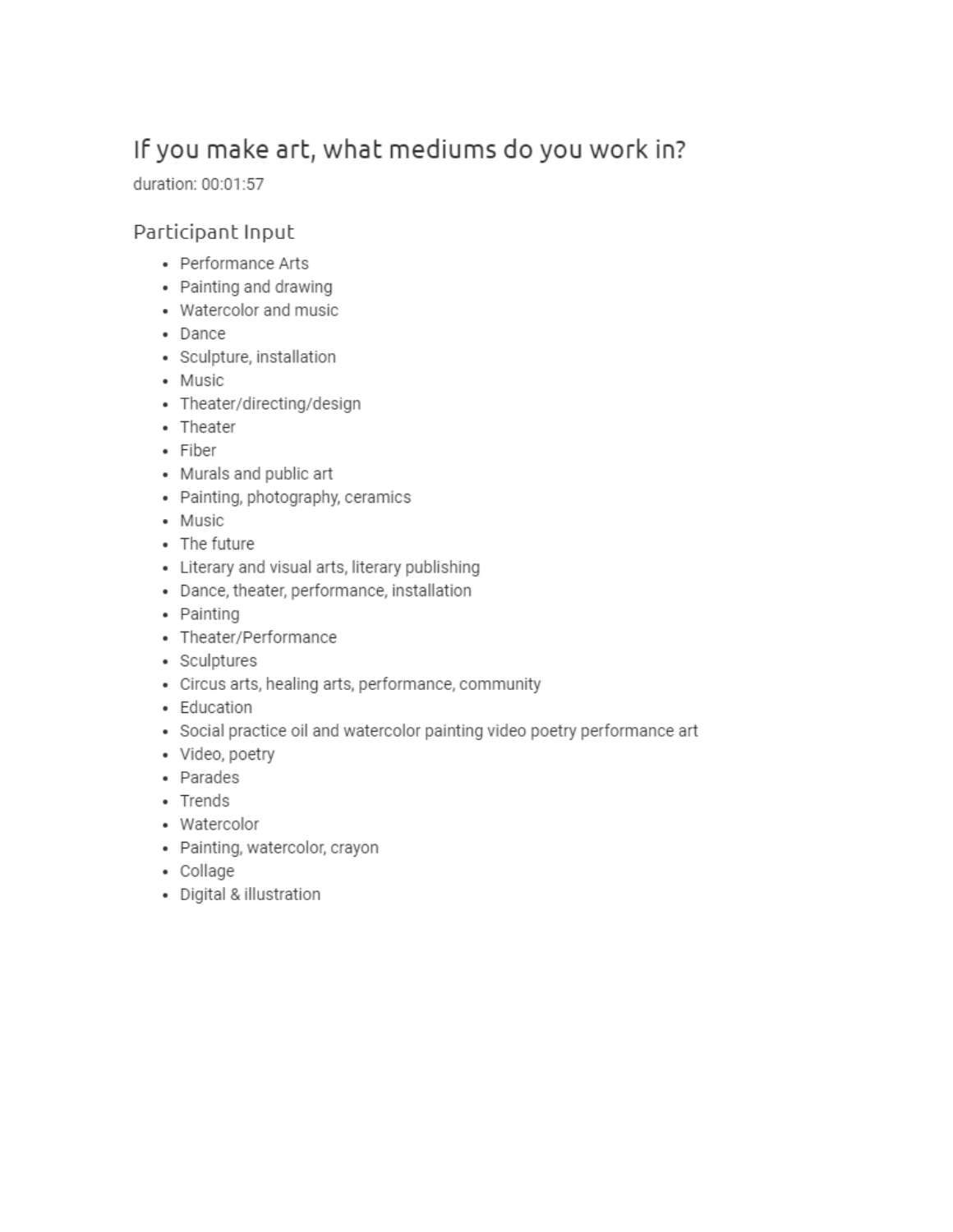# If you make art, what mediums do you work in?

duration: 00:01:57

## Participant Input

- Performance Arts
- Painting and drawing
- Watercolor and music
- Dance
- Sculpture, installation
- Music
- Theater/directing/design
- Theater
- Fiber
- Murals and public art
- Painting, photography, ceramics
- Music
- The future
- Literary and visual arts, literary publishing
- Dance, theater, performance, installation
- Painting
- Theater/Performance
- Sculptures
- Circus arts, healing arts, performance, community
- Education
- Social practice oil and watercolor painting video poetry performance art
- Video, poetry
- Parades
- Trends
- Watercolor
- Painting, watercolor, crayon
- Collage
- Digital & illustration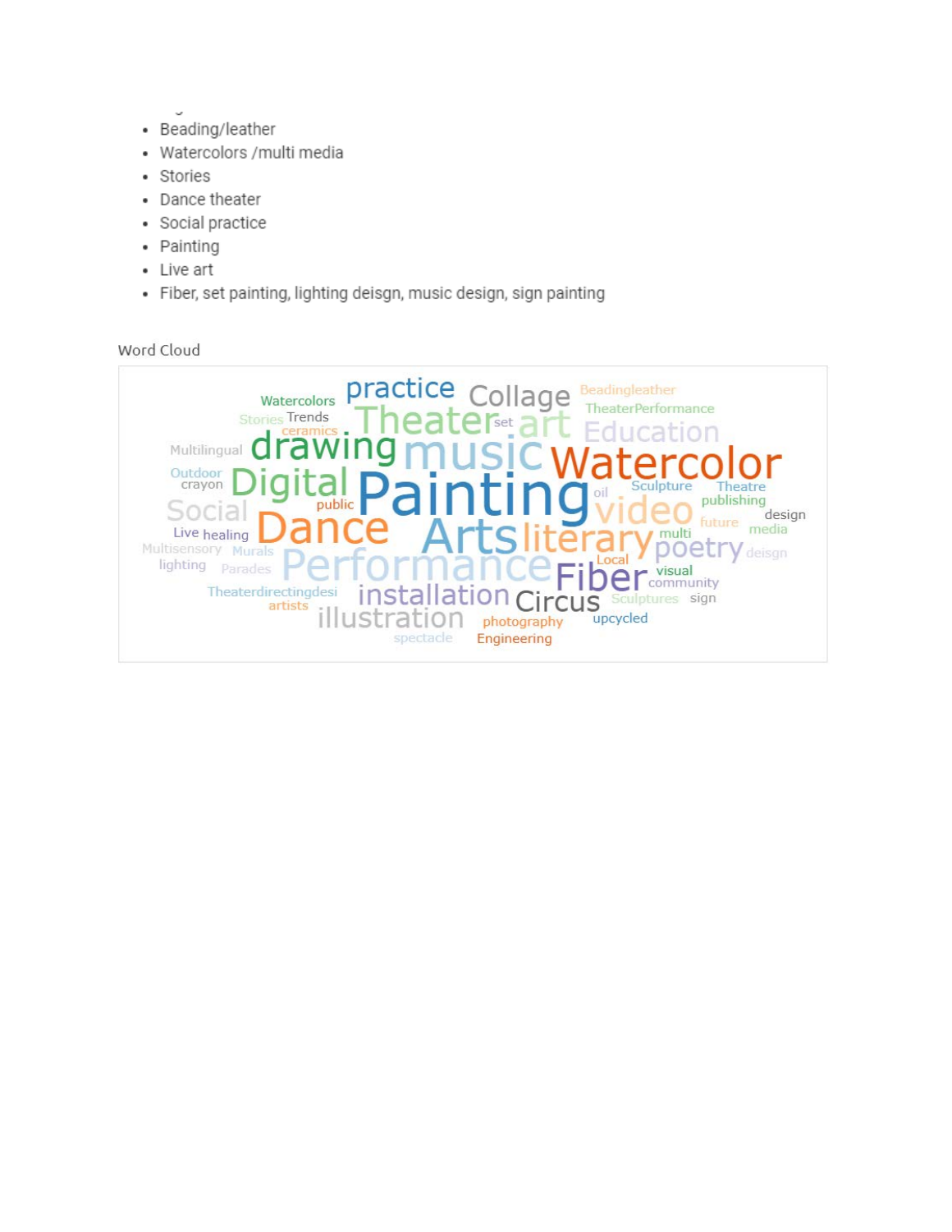- Beading/leather
- Watercolors /multi media
- Stories
- Dance theater
- Social practice
- Painting
- Live art
- Fiber, set painting, lighting deisgn, music design, sign painting

Word Cloud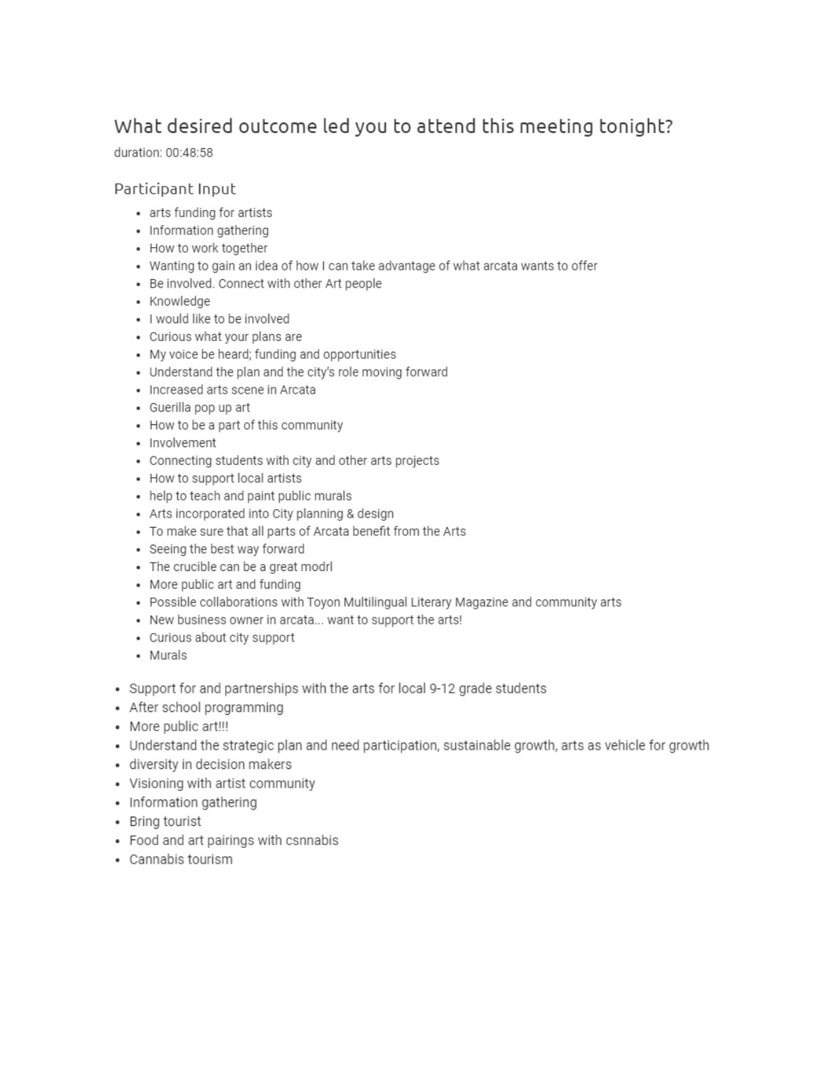## What desired outcome led you to attend this meeting tonight?

duration: 00:48:58

### Participant Input

- arts funding for artists
- Information gathering
- How to work together
- Wanting to gain an idea of how I can take advantage of what arcata wants to offer
- Be involved. Connect with other Art people
- Knowledge
- I would like to be involved
- Curious what your plans are
- My voice be heard; funding and opportunities
- Understand the plan and the city's role moving forward
- Increased arts scene in Arcata
- Guerilla pop up art
- How to be a part of this community
- Involvement
- Connecting students with city and other arts projects
- How to support local artists
- help to teach and paint public murals
- Arts incorporated into City planning & design
- To make sure that all parts of Arcata benefit from the Arts
- Seeing the best way forward
- The crucible can be a great modrl
- More public art and funding
- Possible collaborations with Toyon Multilingual Literary Magazine and community arts
- New business owner in arcata... want to support the arts!
- Curious about city support
- Murals

- Support for and partnerships with the arts for local 9-12 grade students
- After school programming
- More public art!!!
- Understand the strategic plan and need participation, sustainable growth, arts as vehicle for growth
- diversity in decision makers
- Visioning with artist community
- Information gathering
- Bring tourist
- Food and art pairings with csnnabis
- Cannabis tourism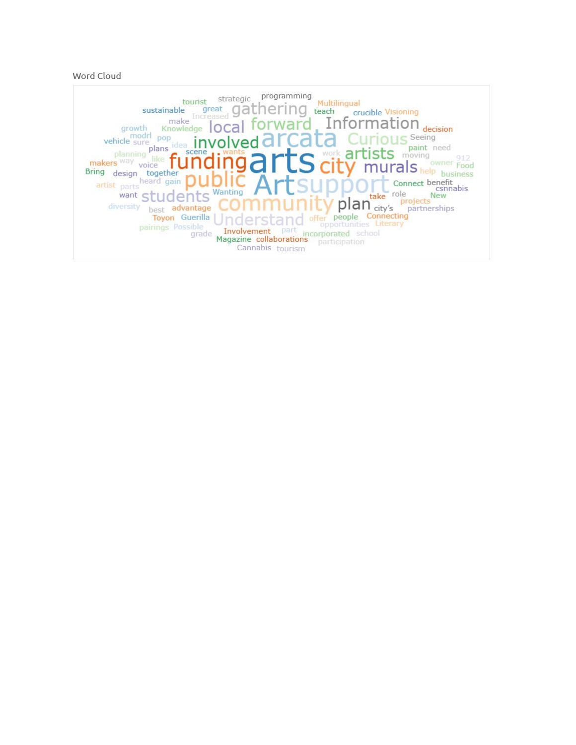Word Cloud

tourist strategic programming Multilingual sustainable great gathering teach crucible Visioning Increased make local forward Information decision growth Knowledge modrl Curious Seeing vehicle sure pop arcata idea involved paint need planning plans scene wants work artists moving makers way like 912 voice funding arts city murals owner Food Bring design together help business artist parts heard gain public Art support Connect benefit csnnabis want students Wanting take role New diversity best advantage community plan city's projects partnerships Toyon Guerilla Understand offer people Connecting pairings Possible opportunities Literary grade Involvement part incorporated school Magazine collaborations participation Cannabis tourism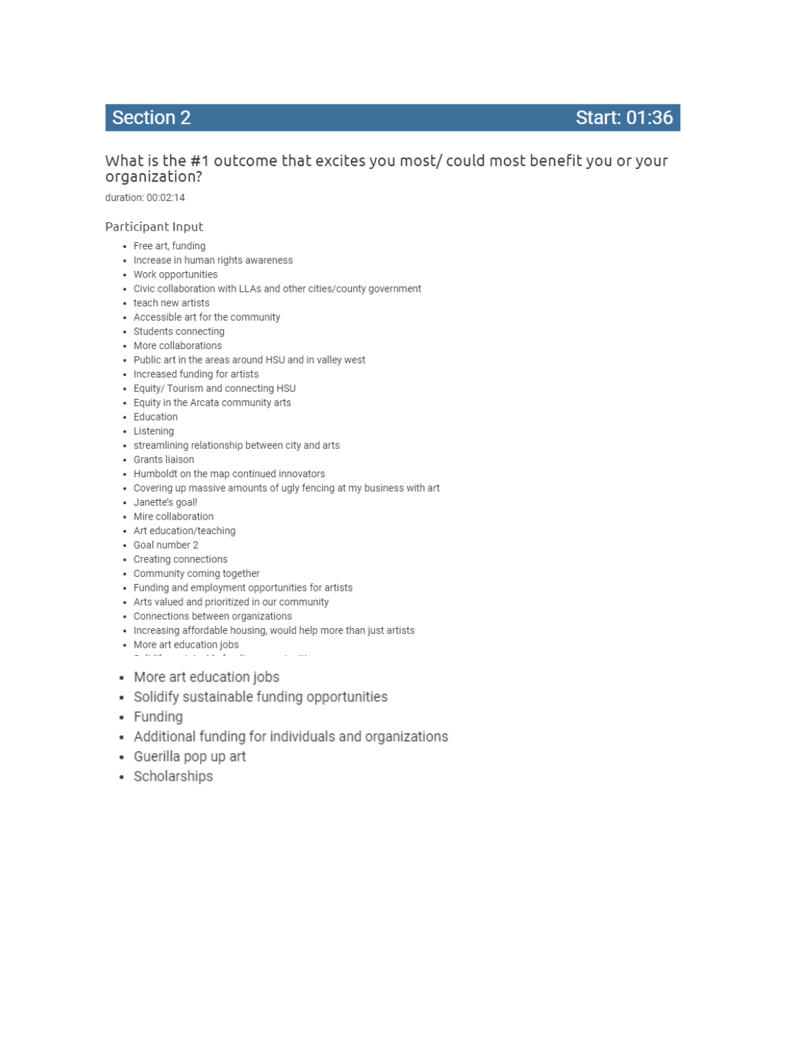## Section 2 — Start: 01:36

### What is the #1 outcome that excites you most/ could most benefit you or your organization?

duration: 00:02:14

#### Participant Input

- Free art, funding
- Increase in human rights awareness
- Work opportunities
- Civic collaboration with LLAs and other cities/county government
- teach new artists
- Accessible art for the community
- Students connecting
- More collaborations
- Public art in the areas around HSU and in valley west
- Increased funding for artists
- Equity/ Tourism and connecting HSU
- Equity in the Arcata community arts
- Education
- Listening
- streamlining relationship between city and arts
- Grants liaison
- Humboldt on the map continued innovators
- Covering up massive amounts of ugly fencing at my business with art
- Janette's goal!
- Mire collaboration
- Art education/teaching
- Goal number 2
- Creating connections
- Community coming together
- Funding and employment opportunities for artists
- Arts valued and prioritized in our community
- Connections between organizations
- Increasing affordable housing, would help more than just artists
- More art education jobs

- More art education jobs
- Solidify sustainable funding opportunities
- Funding
- Additional funding for individuals and organizations
- Guerilla pop up art
- Scholarships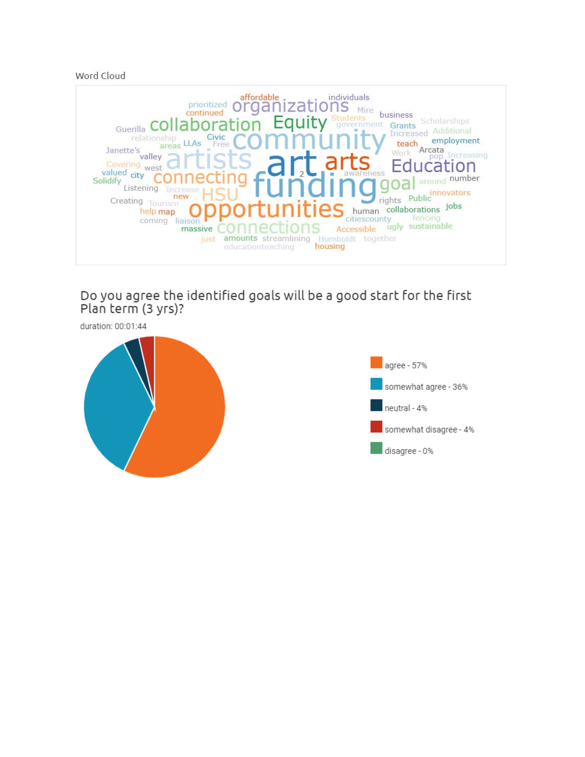Word Cloud

affordable individuals prioritized organizations Mire continued business Students Scholarships Guerilla collaboration Equity government Grants Additional relationship Civic community Increased employment areas LLAs Free teach Janette's Work Arcata valley pop Increasing Covering artists art arts Education west valued city 2 awareness Solidify connecting funding goal around number Listening Increase new HSU innovators Creating Tourism rights Public help map opportunities human collaborations jobs coming liaison citiescounty fencing massive connections Accessible ugly sustainable just amounts streamlining Humboldt together educationteaching housing

## Do you agree the identified goals will be a good start for the first Plan term (3 yrs)?

duration: 00:01:44

| Response | Percentage |
| --- | --- |
| agree | 57% |
| somewhat agree | 36% |
| neutral | 4% |
| somewhat disagree | 4% |
| disagree | 0% |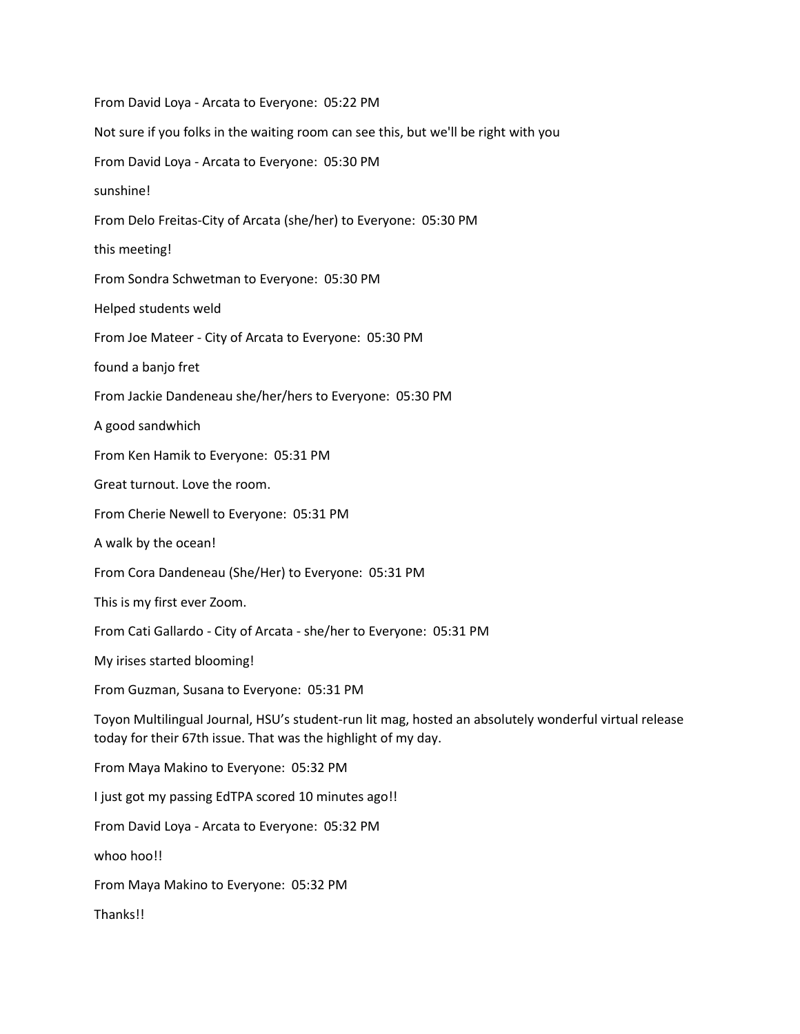From David Loya - Arcata to Everyone: 05:22 PM

Not sure if you folks in the waiting room can see this, but we'll be right with you

From David Loya - Arcata to Everyone: 05:30 PM

sunshine!

From Delo Freitas-City of Arcata (she/her) to Everyone: 05:30 PM

this meeting!

From Sondra Schwetman to Everyone: 05:30 PM

Helped students weld

From Joe Mateer - City of Arcata to Everyone: 05:30 PM

found a banjo fret

From Jackie Dandeneau she/her/hers to Everyone: 05:30 PM

A good sandwhich

From Ken Hamik to Everyone: 05:31 PM

Great turnout. Love the room.

From Cherie Newell to Everyone: 05:31 PM

A walk by the ocean!

From Cora Dandeneau (She/Her) to Everyone: 05:31 PM

This is my first ever Zoom.

From Cati Gallardo - City of Arcata - she/her to Everyone: 05:31 PM

My irises started blooming!

From Guzman, Susana to Everyone: 05:31 PM

Toyon Multilingual Journal, HSU's student-run lit mag, hosted an absolutely wonderful virtual release today for their 67th issue. That was the highlight of my day.

From Maya Makino to Everyone: 05:32 PM

I just got my passing EdTPA scored 10 minutes ago!!

From David Loya - Arcata to Everyone: 05:32 PM

whoo hoo!!

From Maya Makino to Everyone: 05:32 PM

Thanks!!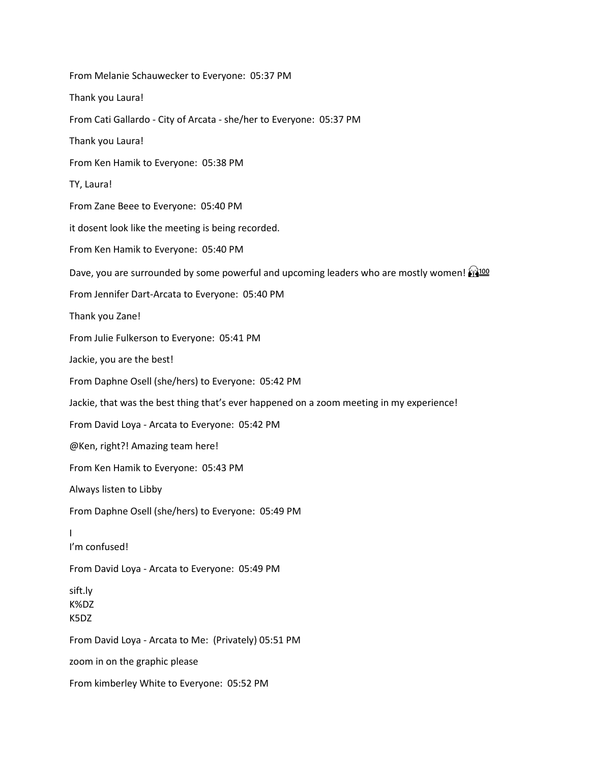From Melanie Schauwecker to Everyone: 05:37 PM

Thank you Laura!

From Cati Gallardo - City of Arcata - she/her to Everyone: 05:37 PM

Thank you Laura!

From Ken Hamik to Everyone: 05:38 PM

TY, Laura!

From Zane Beee to Everyone: 05:40 PM

it dosent look like the meeting is being recorded.

From Ken Hamik to Everyone: 05:40 PM

Dave, you are surrounded by some powerful and upcoming leaders who are mostly women! 🎧💯

From Jennifer Dart-Arcata to Everyone: 05:40 PM

Thank you Zane!

From Julie Fulkerson to Everyone: 05:41 PM

Jackie, you are the best!

From Daphne Osell (she/hers) to Everyone: 05:42 PM

Jackie, that was the best thing that's ever happened on a zoom meeting in my experience!

From David Loya - Arcata to Everyone: 05:42 PM

@Ken, right?! Amazing team here!

From Ken Hamik to Everyone: 05:43 PM

Always listen to Libby

From Daphne Osell (she/hers) to Everyone: 05:49 PM

I
I'm confused!

From David Loya - Arcata to Everyone: 05:49 PM

sift.ly
K%DZ
K5DZ

From David Loya - Arcata to Me: (Privately) 05:51 PM

zoom in on the graphic please

From kimberley White to Everyone: 05:52 PM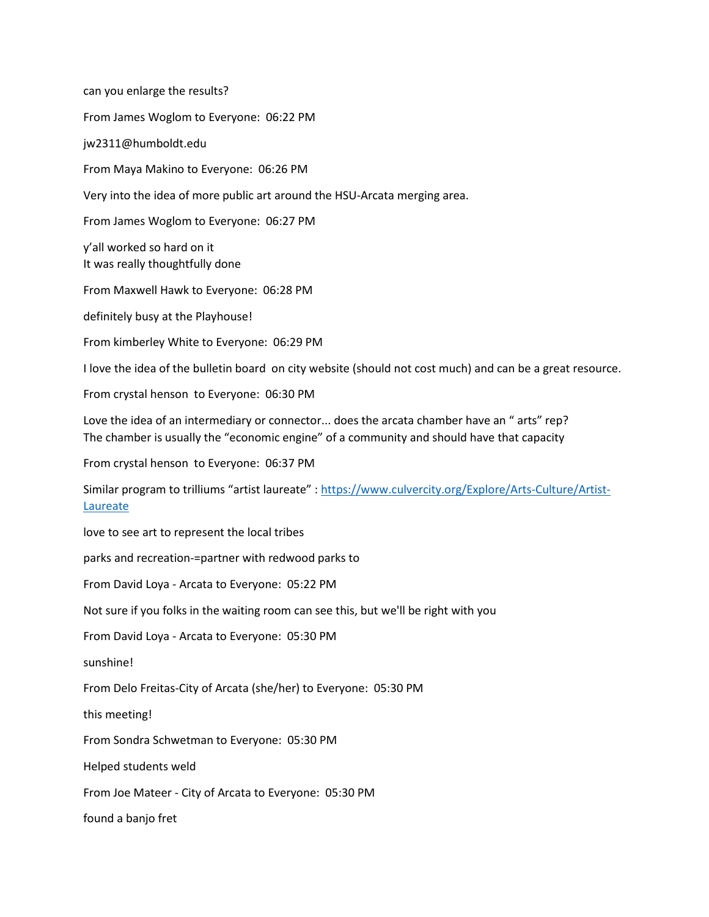can you enlarge the results?

From James Woglom to Everyone: 06:22 PM

jw2311@humboldt.edu

From Maya Makino to Everyone: 06:26 PM

Very into the idea of more public art around the HSU-Arcata merging area.

From James Woglom to Everyone: 06:27 PM

y'all worked so hard on it
It was really thoughtfully done

From Maxwell Hawk to Everyone: 06:28 PM

definitely busy at the Playhouse!

From kimberley White to Everyone: 06:29 PM

I love the idea of the bulletin board on city website (should not cost much) and can be a great resource.

From crystal henson to Everyone: 06:30 PM

Love the idea of an intermediary or connector... does the arcata chamber have an " arts" rep?
The chamber is usually the "economic engine" of a community and should have that capacity

From crystal henson to Everyone: 06:37 PM

Similar program to trilliums "artist laureate" : https://www.culvercity.org/Explore/Arts-Culture/Artist-Laureate

love to see art to represent the local tribes

parks and recreation-=partner with redwood parks to

From David Loya - Arcata to Everyone: 05:22 PM

Not sure if you folks in the waiting room can see this, but we'll be right with you

From David Loya - Arcata to Everyone: 05:30 PM

sunshine!

From Delo Freitas-City of Arcata (she/her) to Everyone: 05:30 PM

this meeting!

From Sondra Schwetman to Everyone: 05:30 PM

Helped students weld

From Joe Mateer - City of Arcata to Everyone: 05:30 PM

found a banjo fret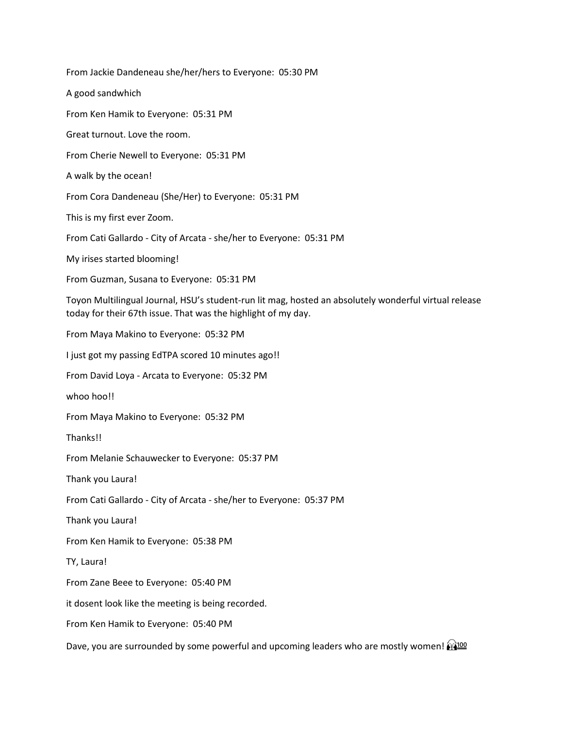From Jackie Dandeneau she/her/hers to Everyone: 05:30 PM

A good sandwhich

From Ken Hamik to Everyone: 05:31 PM

Great turnout. Love the room.

From Cherie Newell to Everyone: 05:31 PM

A walk by the ocean!

From Cora Dandeneau (She/Her) to Everyone: 05:31 PM

This is my first ever Zoom.

From Cati Gallardo - City of Arcata - she/her to Everyone: 05:31 PM

My irises started blooming!

From Guzman, Susana to Everyone: 05:31 PM

Toyon Multilingual Journal, HSU's student-run lit mag, hosted an absolutely wonderful virtual release today for their 67th issue. That was the highlight of my day.

From Maya Makino to Everyone: 05:32 PM

I just got my passing EdTPA scored 10 minutes ago!!

From David Loya - Arcata to Everyone: 05:32 PM

whoo hoo!!

From Maya Makino to Everyone: 05:32 PM

Thanks!!

From Melanie Schauwecker to Everyone: 05:37 PM

Thank you Laura!

From Cati Gallardo - City of Arcata - she/her to Everyone: 05:37 PM

Thank you Laura!

From Ken Hamik to Everyone: 05:38 PM

TY, Laura!

From Zane Beee to Everyone: 05:40 PM

it dosent look like the meeting is being recorded.

From Ken Hamik to Everyone: 05:40 PM

Dave, you are surrounded by some powerful and upcoming leaders who are mostly women! 🎧💯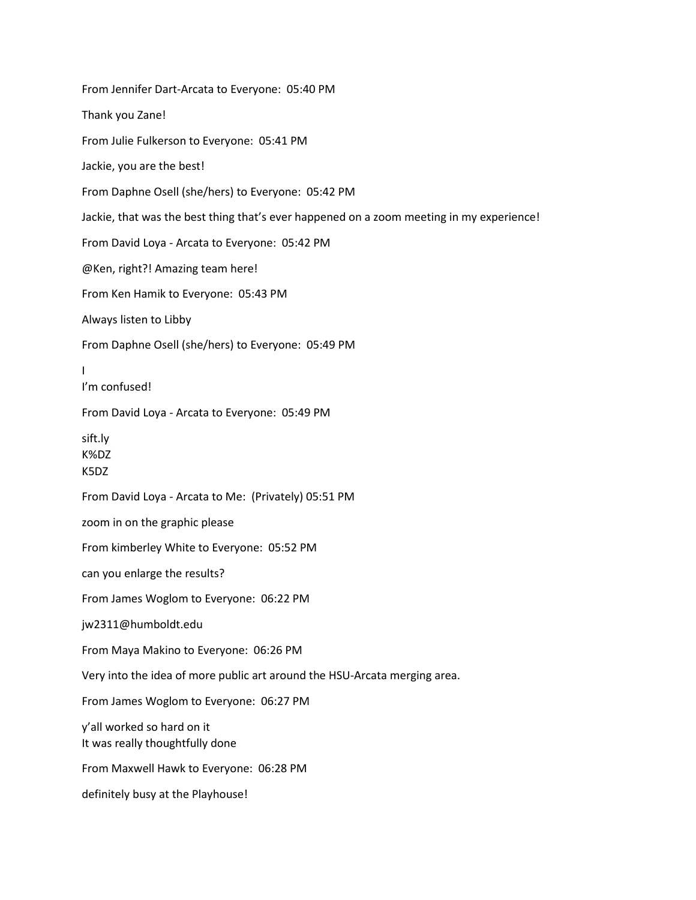From Jennifer Dart-Arcata to Everyone:  05:40 PM

Thank you Zane!

From Julie Fulkerson to Everyone:  05:41 PM

Jackie, you are the best!

From Daphne Osell (she/hers) to Everyone:  05:42 PM

Jackie, that was the best thing that's ever happened on a zoom meeting in my experience!

From David Loya - Arcata to Everyone:  05:42 PM

@Ken, right?! Amazing team here!

From Ken Hamik to Everyone:  05:43 PM

Always listen to Libby

From Daphne Osell (she/hers) to Everyone:  05:49 PM

I
I'm confused!

From David Loya - Arcata to Everyone:  05:49 PM

sift.ly
K%DZ
K5DZ

From David Loya - Arcata to Me:  (Privately) 05:51 PM

zoom in on the graphic please

From kimberley White to Everyone:  05:52 PM

can you enlarge the results?

From James Woglom to Everyone:  06:22 PM

jw2311@humboldt.edu

From Maya Makino to Everyone:  06:26 PM

Very into the idea of more public art around the HSU-Arcata merging area.

From James Woglom to Everyone:  06:27 PM

y'all worked so hard on it
It was really thoughtfully done

From Maxwell Hawk to Everyone:  06:28 PM

definitely busy at the Playhouse!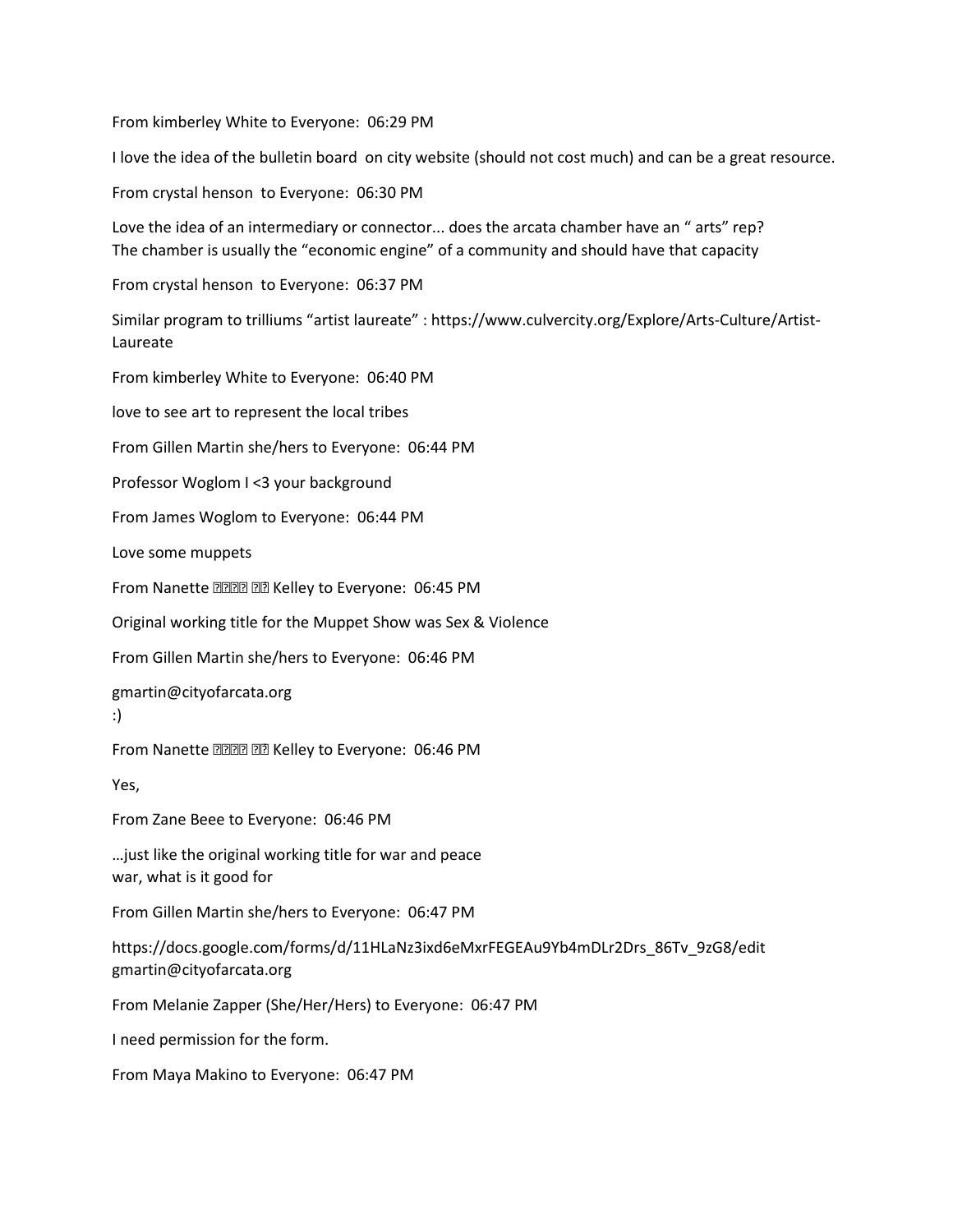From kimberley White to Everyone: 06:29 PM

I love the idea of the bulletin board on city website (should not cost much) and can be a great resource.

From crystal henson to Everyone: 06:30 PM

Love the idea of an intermediary or connector... does the arcata chamber have an " arts" rep?
The chamber is usually the "economic engine" of a community and should have that capacity

From crystal henson to Everyone: 06:37 PM

Similar program to trilliums "artist laureate" : https://www.culvercity.org/Explore/Arts-Culture/Artist-Laureate

From kimberley White to Everyone: 06:40 PM

love to see art to represent the local tribes

From Gillen Martin she/hers to Everyone: 06:44 PM

Professor Woglom I <3 your background

From James Woglom to Everyone: 06:44 PM

Love some muppets

From Nanette ���� �� Kelley to Everyone: 06:45 PM

Original working title for the Muppet Show was Sex & Violence

From Gillen Martin she/hers to Everyone: 06:46 PM

gmartin@cityofarcata.org
:)

From Nanette ���� �� Kelley to Everyone: 06:46 PM

Yes,

From Zane Beee to Everyone: 06:46 PM

…just like the original working title for war and peace
war, what is it good for

From Gillen Martin she/hers to Everyone: 06:47 PM

https://docs.google.com/forms/d/11HLaNz3ixd6eMxrFEGEAu9Yb4mDLr2Drs_86Tv_9zG8/edit
gmartin@cityofarcata.org

From Melanie Zapper (She/Her/Hers) to Everyone: 06:47 PM

I need permission for the form.

From Maya Makino to Everyone: 06:47 PM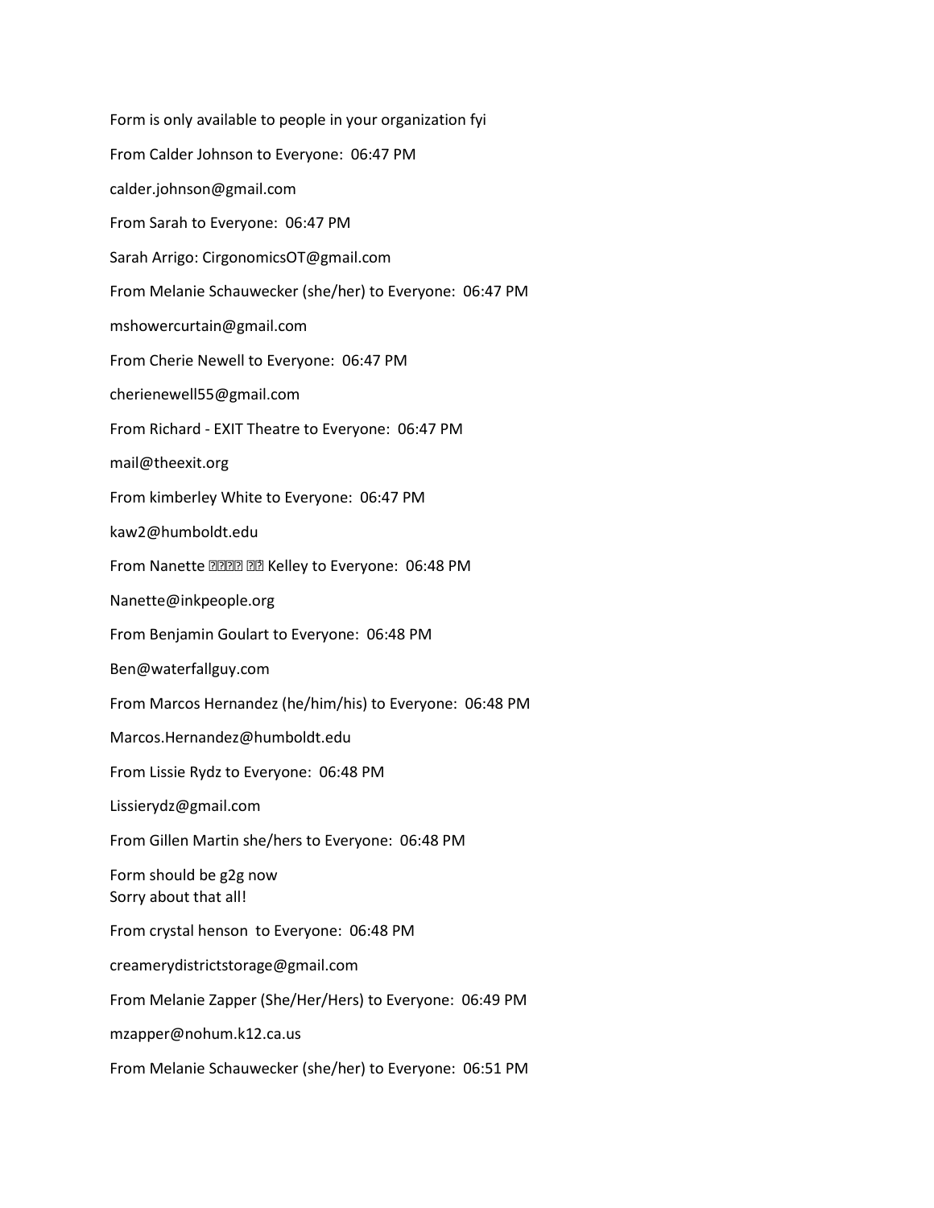Form is only available to people in your organization fyi

From Calder Johnson to Everyone: 06:47 PM

calder.johnson@gmail.com

From Sarah to Everyone: 06:47 PM

Sarah Arrigo: CirgonomicsOT@gmail.com

From Melanie Schauwecker (she/her) to Everyone: 06:47 PM

mshowercurtain@gmail.com

From Cherie Newell to Everyone: 06:47 PM

cherienewell55@gmail.com

From Richard - EXIT Theatre to Everyone: 06:47 PM

mail@theexit.org

From kimberley White to Everyone: 06:47 PM

kaw2@humboldt.edu

From Nanette ���� �� Kelley to Everyone: 06:48 PM

Nanette@inkpeople.org

From Benjamin Goulart to Everyone: 06:48 PM

Ben@waterfallguy.com

From Marcos Hernandez (he/him/his) to Everyone: 06:48 PM

Marcos.Hernandez@humboldt.edu

From Lissie Rydz to Everyone: 06:48 PM

Lissierydz@gmail.com

From Gillen Martin she/hers to Everyone: 06:48 PM

Form should be g2g now
Sorry about that all!

From crystal henson to Everyone: 06:48 PM

creamerydistrictstorage@gmail.com

From Melanie Zapper (She/Her/Hers) to Everyone: 06:49 PM

mzapper@nohum.k12.ca.us

From Melanie Schauwecker (she/her) to Everyone: 06:51 PM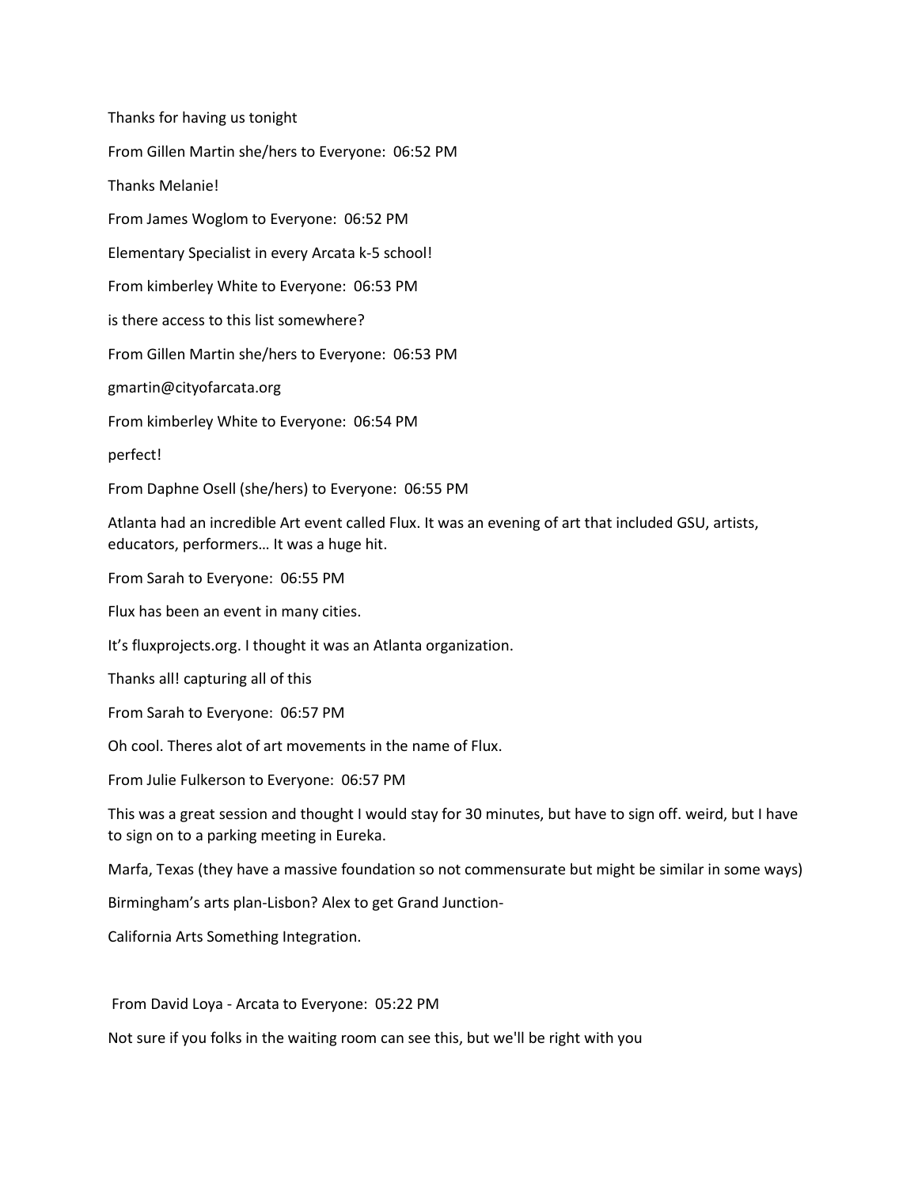Thanks for having us tonight

From Gillen Martin she/hers to Everyone: 06:52 PM

Thanks Melanie!

From James Woglom to Everyone: 06:52 PM

Elementary Specialist in every Arcata k-5 school!

From kimberley White to Everyone: 06:53 PM

is there access to this list somewhere?

From Gillen Martin she/hers to Everyone: 06:53 PM

gmartin@cityofarcata.org

From kimberley White to Everyone: 06:54 PM

perfect!

From Daphne Osell (she/hers) to Everyone: 06:55 PM

Atlanta had an incredible Art event called Flux. It was an evening of art that included GSU, artists, educators, performers… It was a huge hit.

From Sarah to Everyone: 06:55 PM

Flux has been an event in many cities.

It's fluxprojects.org. I thought it was an Atlanta organization.

Thanks all! capturing all of this

From Sarah to Everyone: 06:57 PM

Oh cool. Theres alot of art movements in the name of Flux.

From Julie Fulkerson to Everyone: 06:57 PM

This was a great session and thought I would stay for 30 minutes, but have to sign off. weird, but I have to sign on to a parking meeting in Eureka.

Marfa, Texas (they have a massive foundation so not commensurate but might be similar in some ways)

Birmingham's arts plan-Lisbon? Alex to get Grand Junction-

California Arts Something Integration.

From David Loya - Arcata to Everyone: 05:22 PM

Not sure if you folks in the waiting room can see this, but we'll be right with you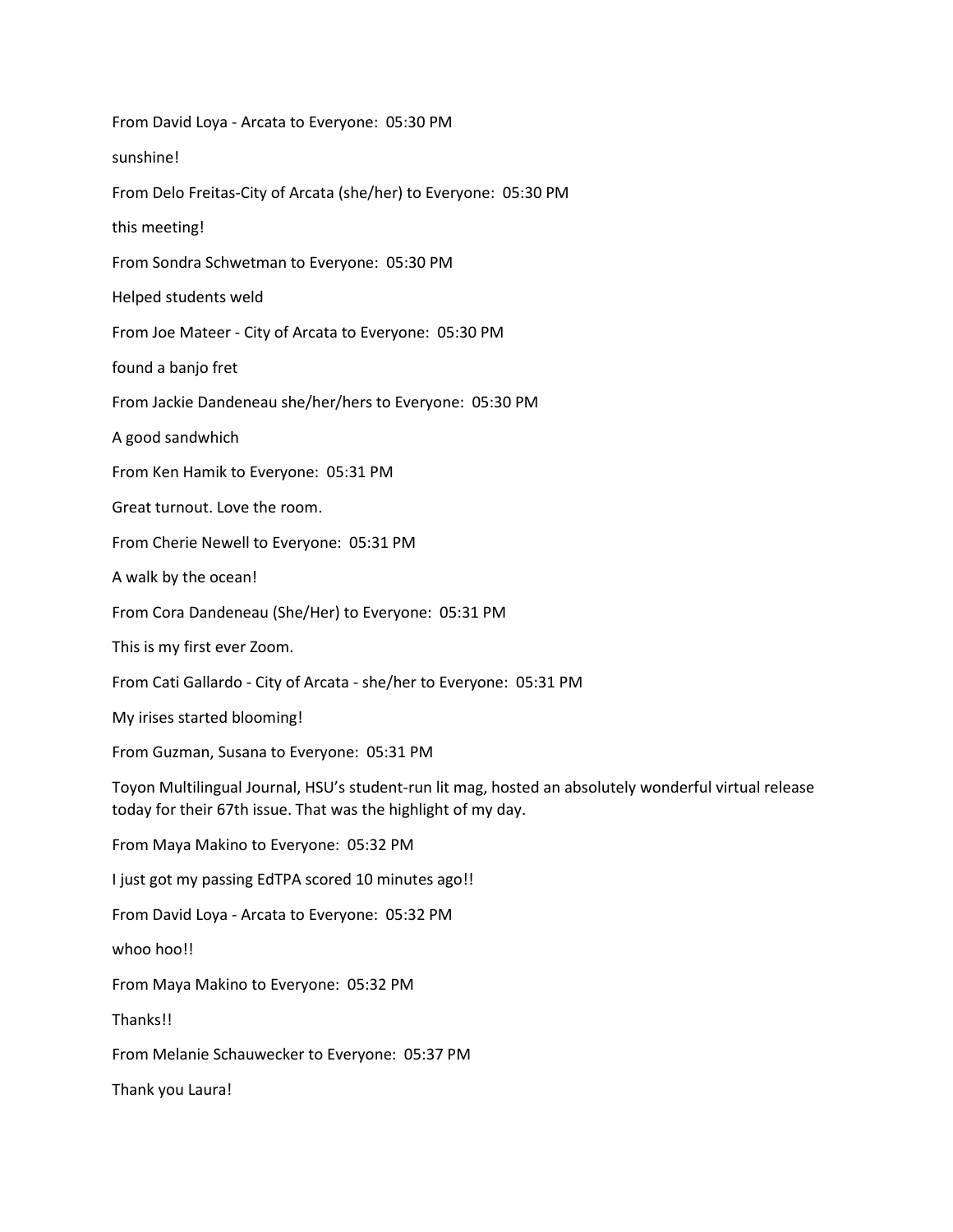From David Loya - Arcata to Everyone: 05:30 PM

sunshine!

From Delo Freitas-City of Arcata (she/her) to Everyone: 05:30 PM

this meeting!

From Sondra Schwetman to Everyone: 05:30 PM

Helped students weld

From Joe Mateer - City of Arcata to Everyone: 05:30 PM

found a banjo fret

From Jackie Dandeneau she/her/hers to Everyone: 05:30 PM

A good sandwhich

From Ken Hamik to Everyone: 05:31 PM

Great turnout. Love the room.

From Cherie Newell to Everyone: 05:31 PM

A walk by the ocean!

From Cora Dandeneau (She/Her) to Everyone: 05:31 PM

This is my first ever Zoom.

From Cati Gallardo - City of Arcata - she/her to Everyone: 05:31 PM

My irises started blooming!

From Guzman, Susana to Everyone: 05:31 PM

Toyon Multilingual Journal, HSU's student-run lit mag, hosted an absolutely wonderful virtual release today for their 67th issue. That was the highlight of my day.

From Maya Makino to Everyone: 05:32 PM

I just got my passing EdTPA scored 10 minutes ago!!

From David Loya - Arcata to Everyone: 05:32 PM

whoo hoo!!

From Maya Makino to Everyone: 05:32 PM

Thanks!!

From Melanie Schauwecker to Everyone: 05:37 PM

Thank you Laura!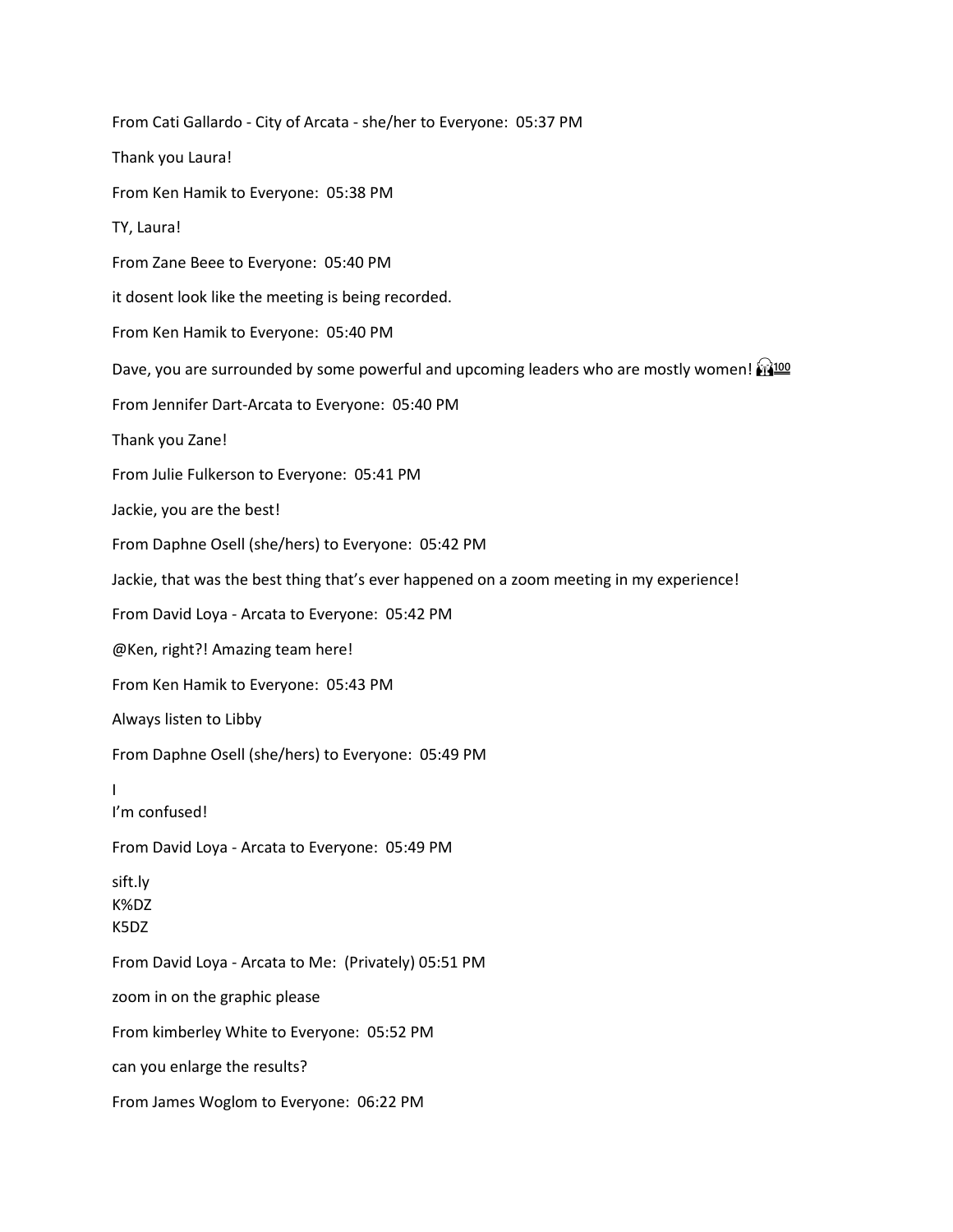From Cati Gallardo - City of Arcata - she/her to Everyone: 05:37 PM

Thank you Laura!

From Ken Hamik to Everyone: 05:38 PM

TY, Laura!

From Zane Beee to Everyone: 05:40 PM

it dosent look like the meeting is being recorded.

From Ken Hamik to Everyone: 05:40 PM

Dave, you are surrounded by some powerful and upcoming leaders who are mostly women! 🎧💯

From Jennifer Dart-Arcata to Everyone: 05:40 PM

Thank you Zane!

From Julie Fulkerson to Everyone: 05:41 PM

Jackie, you are the best!

From Daphne Osell (she/hers) to Everyone: 05:42 PM

Jackie, that was the best thing that's ever happened on a zoom meeting in my experience!

From David Loya - Arcata to Everyone: 05:42 PM

@Ken, right?! Amazing team here!

From Ken Hamik to Everyone: 05:43 PM

Always listen to Libby

From Daphne Osell (she/hers) to Everyone: 05:49 PM

I
I'm confused!

From David Loya - Arcata to Everyone: 05:49 PM

sift.ly
K%DZ
K5DZ

From David Loya - Arcata to Me: (Privately) 05:51 PM

zoom in on the graphic please

From kimberley White to Everyone: 05:52 PM

can you enlarge the results?

From James Woglom to Everyone: 06:22 PM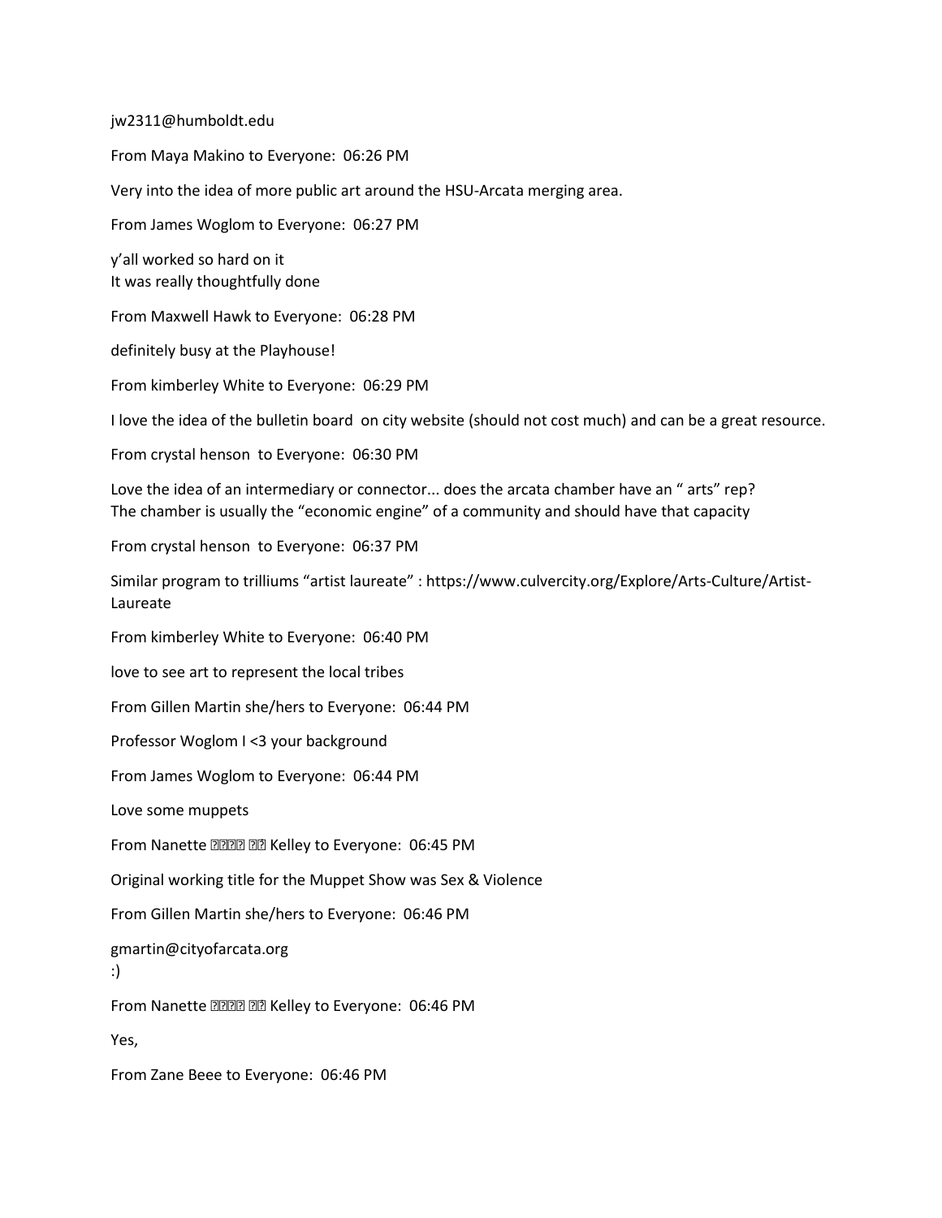jw2311@humboldt.edu

From Maya Makino to Everyone:  06:26 PM

Very into the idea of more public art around the HSU-Arcata merging area.

From James Woglom to Everyone:  06:27 PM

y'all worked so hard on it
It was really thoughtfully done

From Maxwell Hawk to Everyone:  06:28 PM

definitely busy at the Playhouse!

From kimberley White to Everyone:  06:29 PM

I love the idea of the bulletin board  on city website (should not cost much) and can be a great resource.

From crystal henson  to Everyone:  06:30 PM

Love the idea of an intermediary or connector... does the arcata chamber have an " arts" rep?
The chamber is usually the "economic engine" of a community and should have that capacity

From crystal henson  to Everyone:  06:37 PM

Similar program to trilliums "artist laureate" : https://www.culvercity.org/Explore/Arts-Culture/Artist-Laureate

From kimberley White to Everyone:  06:40 PM

love to see art to represent the local tribes

From Gillen Martin she/hers to Everyone:  06:44 PM

Professor Woglom I <3 your background

From James Woglom to Everyone:  06:44 PM

Love some muppets

From Nanette ???? ?? Kelley to Everyone:  06:45 PM

Original working title for the Muppet Show was Sex & Violence

From Gillen Martin she/hers to Everyone:  06:46 PM

gmartin@cityofarcata.org
:)

From Nanette ???? ?? Kelley to Everyone:  06:46 PM

Yes,

From Zane Beee to Everyone:  06:46 PM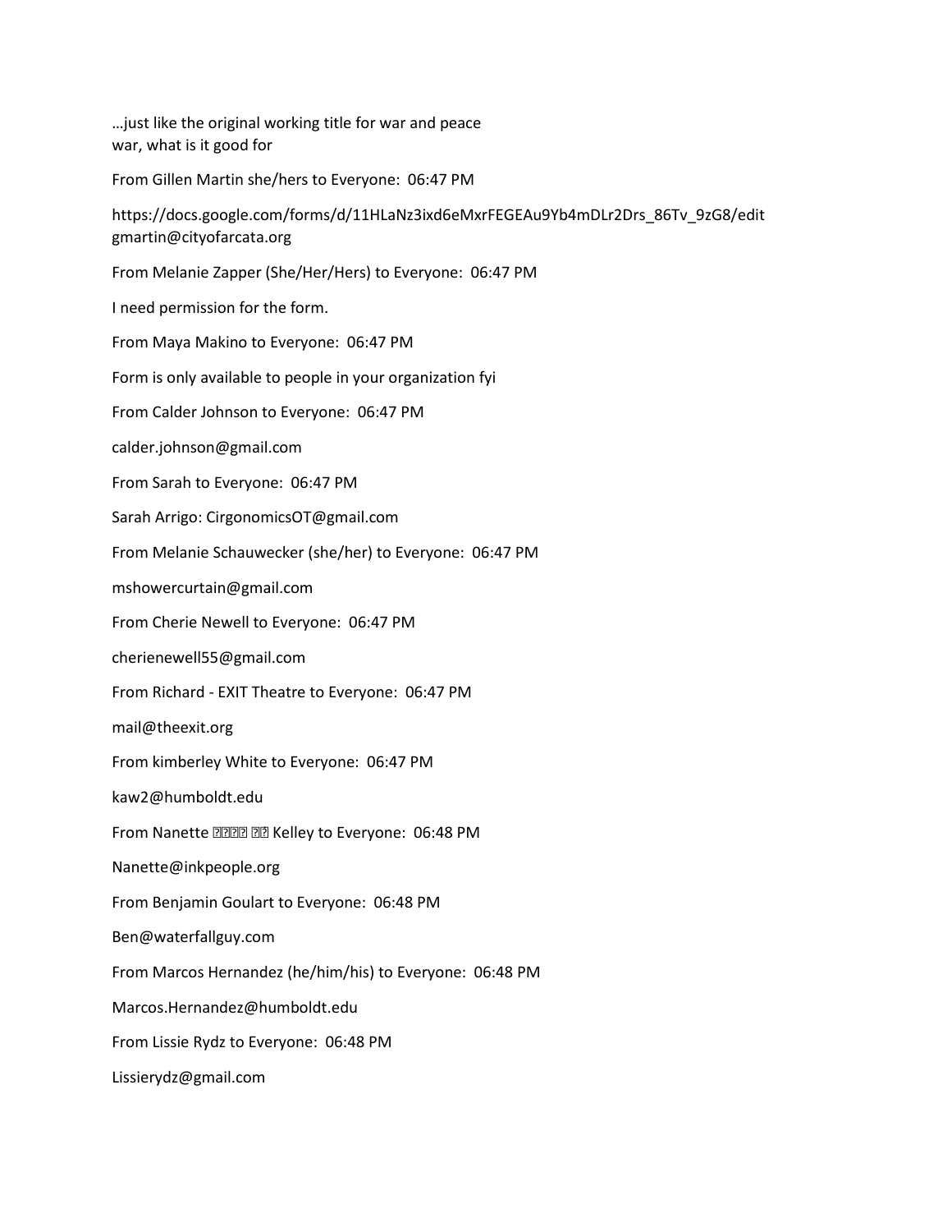…just like the original working title for war and peace
war, what is it good for

From Gillen Martin she/hers to Everyone: 06:47 PM

https://docs.google.com/forms/d/11HLaNz3ixd6eMxrFEGEAu9Yb4mDLr2Drs_86Tv_9zG8/edit
gmartin@cityofarcata.org

From Melanie Zapper (She/Her/Hers) to Everyone: 06:47 PM

I need permission for the form.

From Maya Makino to Everyone: 06:47 PM

Form is only available to people in your organization fyi

From Calder Johnson to Everyone: 06:47 PM

calder.johnson@gmail.com

From Sarah to Everyone: 06:47 PM

Sarah Arrigo: CirgonomicsOT@gmail.com

From Melanie Schauwecker (she/her) to Everyone: 06:47 PM

mshowercurtain@gmail.com

From Cherie Newell to Everyone: 06:47 PM

cherienewell55@gmail.com

From Richard - EXIT Theatre to Everyone: 06:47 PM

mail@theexit.org

From kimberley White to Everyone: 06:47 PM

kaw2@humboldt.edu

From Nanette ???? ?? Kelley to Everyone: 06:48 PM

Nanette@inkpeople.org

From Benjamin Goulart to Everyone: 06:48 PM

Ben@waterfallguy.com

From Marcos Hernandez (he/him/his) to Everyone: 06:48 PM

Marcos.Hernandez@humboldt.edu

From Lissie Rydz to Everyone: 06:48 PM

Lissierydz@gmail.com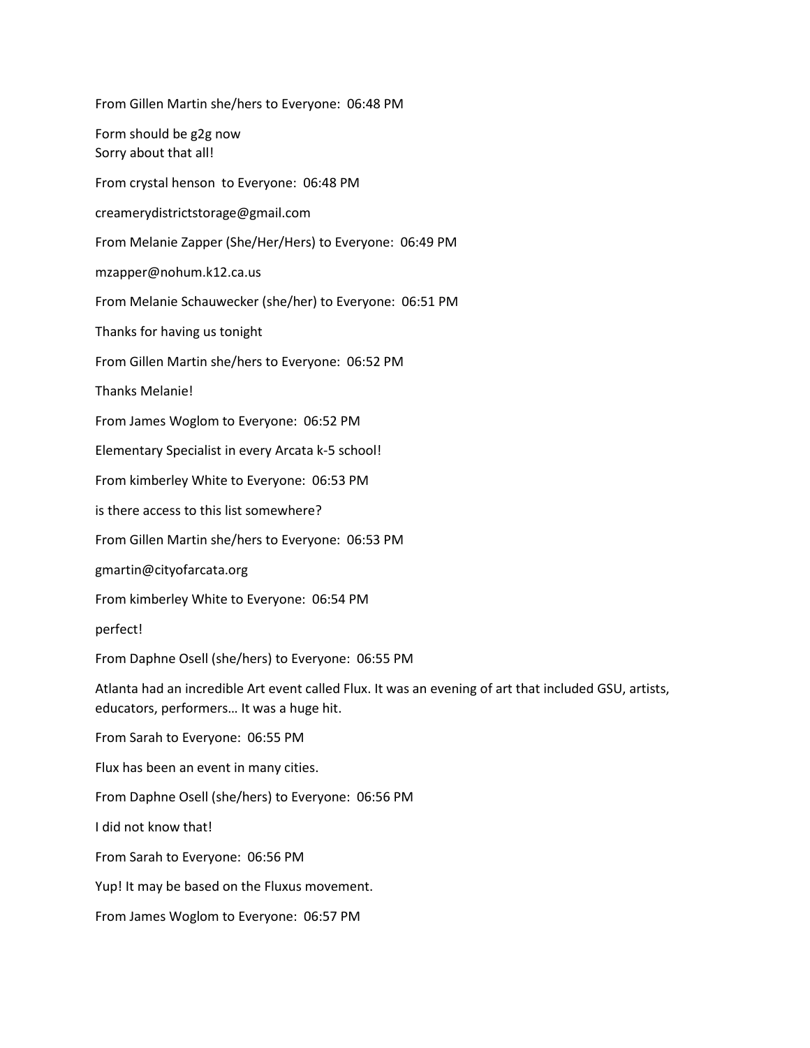From Gillen Martin she/hers to Everyone:  06:48 PM

Form should be g2g now
Sorry about that all!

From crystal henson  to Everyone:  06:48 PM

creamerydistrictstorage@gmail.com

From Melanie Zapper (She/Her/Hers) to Everyone:  06:49 PM

mzapper@nohum.k12.ca.us

From Melanie Schauwecker (she/her) to Everyone:  06:51 PM

Thanks for having us tonight

From Gillen Martin she/hers to Everyone:  06:52 PM

Thanks Melanie!

From James Woglom to Everyone:  06:52 PM

Elementary Specialist in every Arcata k-5 school!

From kimberley White to Everyone:  06:53 PM

is there access to this list somewhere?

From Gillen Martin she/hers to Everyone:  06:53 PM

gmartin@cityofarcata.org

From kimberley White to Everyone:  06:54 PM

perfect!

From Daphne Osell (she/hers) to Everyone:  06:55 PM

Atlanta had an incredible Art event called Flux. It was an evening of art that included GSU, artists, educators, performers… It was a huge hit.

From Sarah to Everyone:  06:55 PM

Flux has been an event in many cities.

From Daphne Osell (she/hers) to Everyone:  06:56 PM

I did not know that!

From Sarah to Everyone:  06:56 PM

Yup! It may be based on the Fluxus movement.

From James Woglom to Everyone:  06:57 PM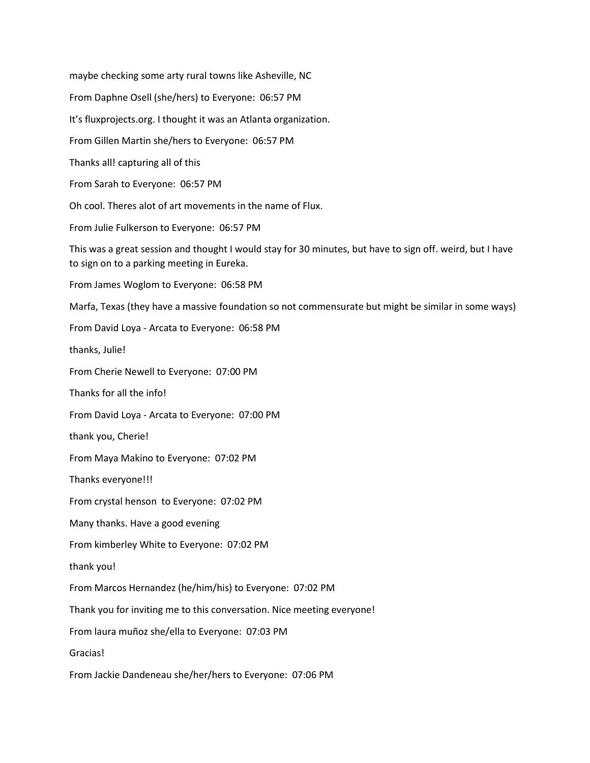maybe checking some arty rural towns like Asheville, NC

From Daphne Osell (she/hers) to Everyone: 06:57 PM

It's fluxprojects.org. I thought it was an Atlanta organization.

From Gillen Martin she/hers to Everyone: 06:57 PM

Thanks all! capturing all of this

From Sarah to Everyone: 06:57 PM

Oh cool. Theres alot of art movements in the name of Flux.

From Julie Fulkerson to Everyone: 06:57 PM

This was a great session and thought I would stay for 30 minutes, but have to sign off. weird, but I have to sign on to a parking meeting in Eureka.

From James Woglom to Everyone: 06:58 PM

Marfa, Texas (they have a massive foundation so not commensurate but might be similar in some ways)

From David Loya - Arcata to Everyone: 06:58 PM

thanks, Julie!

From Cherie Newell to Everyone: 07:00 PM

Thanks for all the info!

From David Loya - Arcata to Everyone: 07:00 PM

thank you, Cherie!

From Maya Makino to Everyone: 07:02 PM

Thanks everyone!!!

From crystal henson to Everyone: 07:02 PM

Many thanks. Have a good evening

From kimberley White to Everyone: 07:02 PM

thank you!

From Marcos Hernandez (he/him/his) to Everyone: 07:02 PM

Thank you for inviting me to this conversation. Nice meeting everyone!

From laura muñoz she/ella to Everyone: 07:03 PM

Gracias!

From Jackie Dandeneau she/her/hers to Everyone: 07:06 PM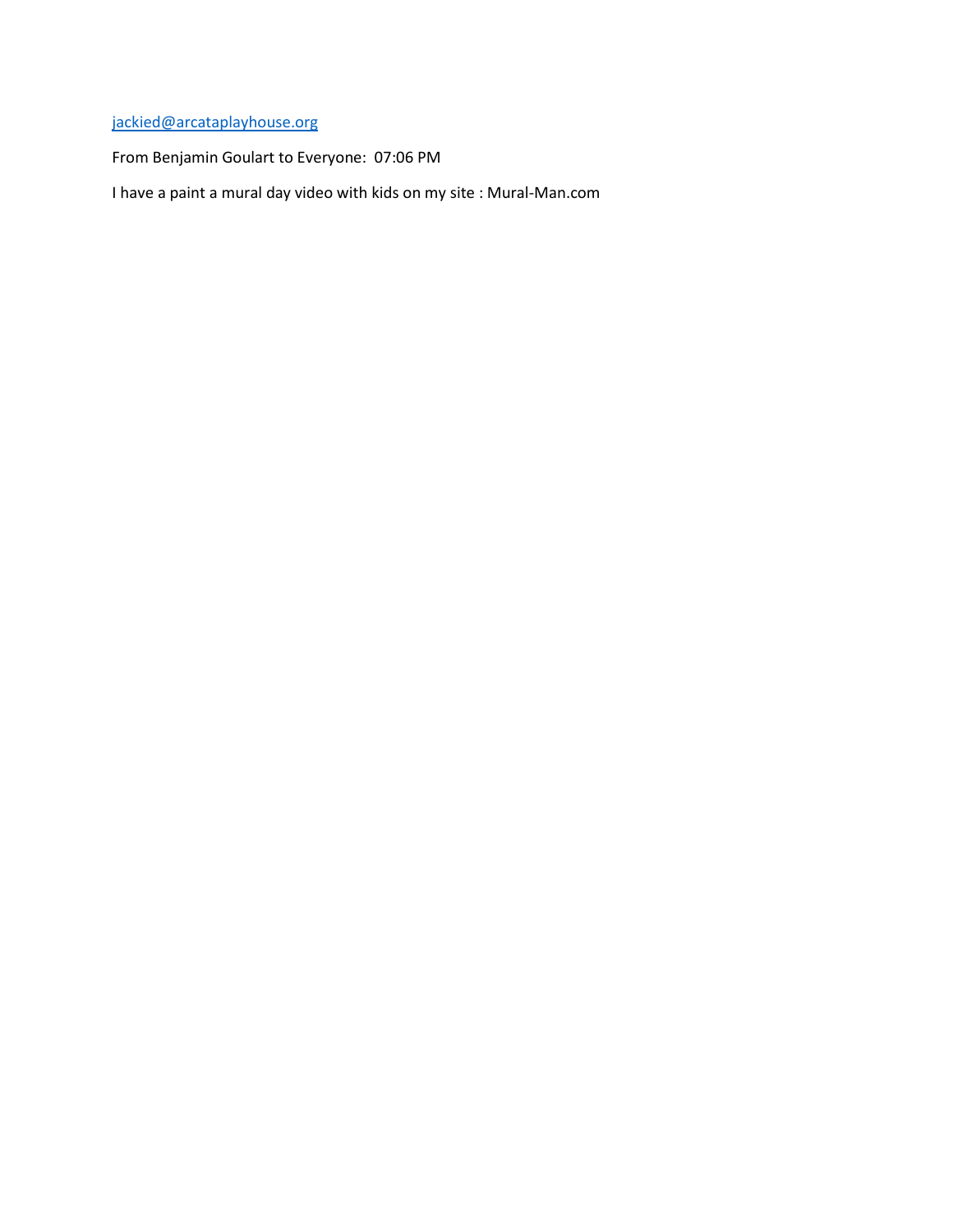jackied@arcataplayhouse.org

From Benjamin Goulart to Everyone:  07:06 PM

I have a paint a mural day video with kids on my site : Mural-Man.com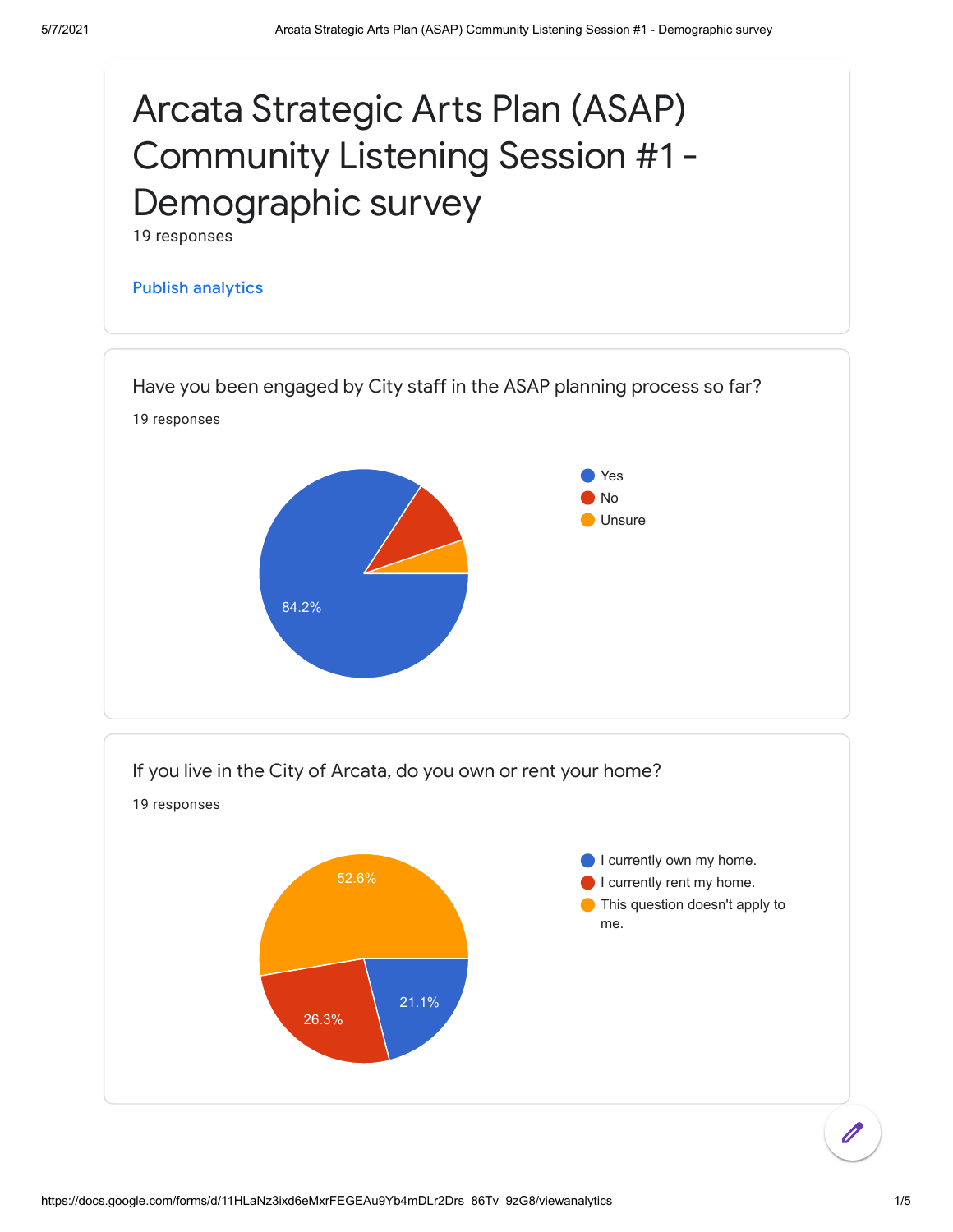# Arcata Strategic Arts Plan (ASAP) Community Listening Session #1 - Demographic survey

19 responses

Publish analytics

## Have you been engaged by City staff in the ASAP planning process so far?

19 responses

- Yes
- No
- Unsure

84.2%

## If you live in the City of Arcata, do you own or rent your home?

19 responses

- I currently own my home.
- I currently rent my home.
- This question doesn't apply to me.

52.6%

26.3%

21.1%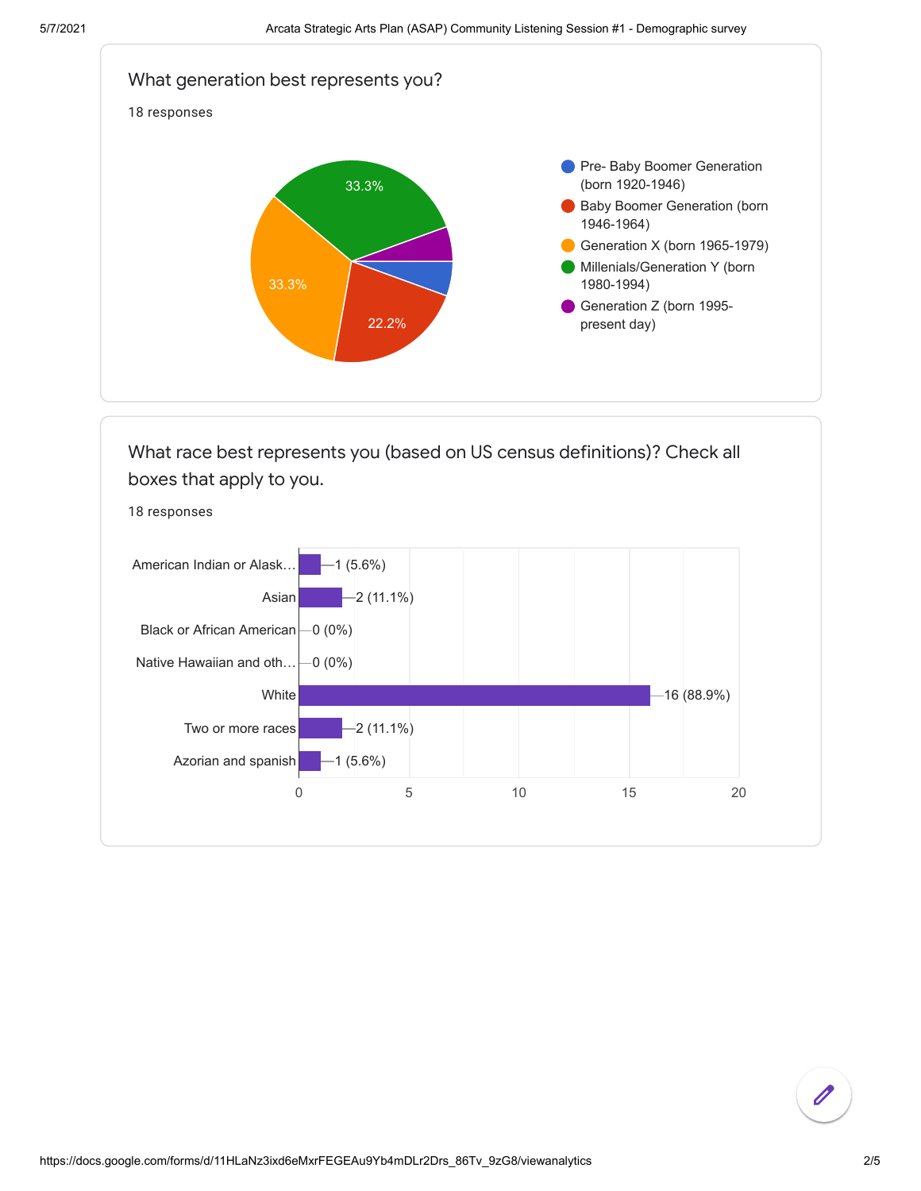## What generation best represents you?

18 responses

| Generation | Percentage |
|---|---|
| Pre- Baby Boomer Generation (born 1920-1946) | |
| Baby Boomer Generation (born 1946-1964) | 22.2% |
| Generation X (born 1965-1979) | 33.3% |
| Millenials/Generation Y (born 1980-1994) | 33.3% |
| Generation Z (born 1995-present day) | |

## What race best represents you (based on US census definitions)? Check all boxes that apply to you.

18 responses

| Race | Responses |
|---|---|
| American Indian or Alask… | 1 (5.6%) |
| Asian | 2 (11.1%) |
| Black or African American | 0 (0%) |
| Native Hawaiian and oth… | 0 (0%) |
| White | 16 (88.9%) |
| Two or more races | 2 (11.1%) |
| Azorian and spanish | 1 (5.6%) |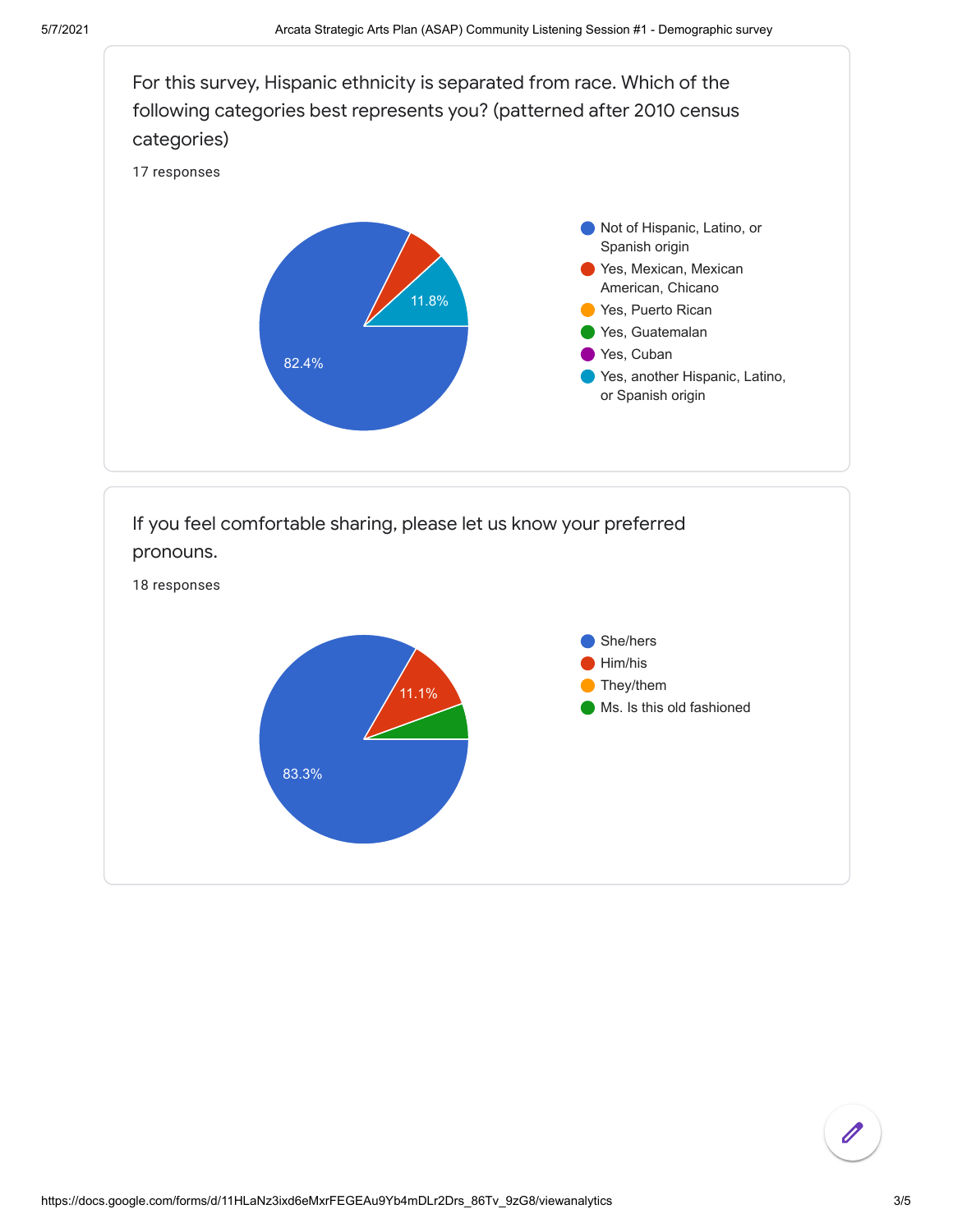For this survey, Hispanic ethnicity is separated from race. Which of the following categories best represents you? (patterned after 2010 census categories)

17 responses

- Not of Hispanic, Latino, or Spanish origin — 82.4%
- Yes, Mexican, Mexican American, Chicano
- Yes, Puerto Rican
- Yes, Guatemalan
- Yes, Cuban
- Yes, another Hispanic, Latino, or Spanish origin — 11.8%

If you feel comfortable sharing, please let us know your preferred pronouns.

18 responses

- She/hers — 83.3%
- Him/his — 11.1%
- They/them
- Ms. Is this old fashioned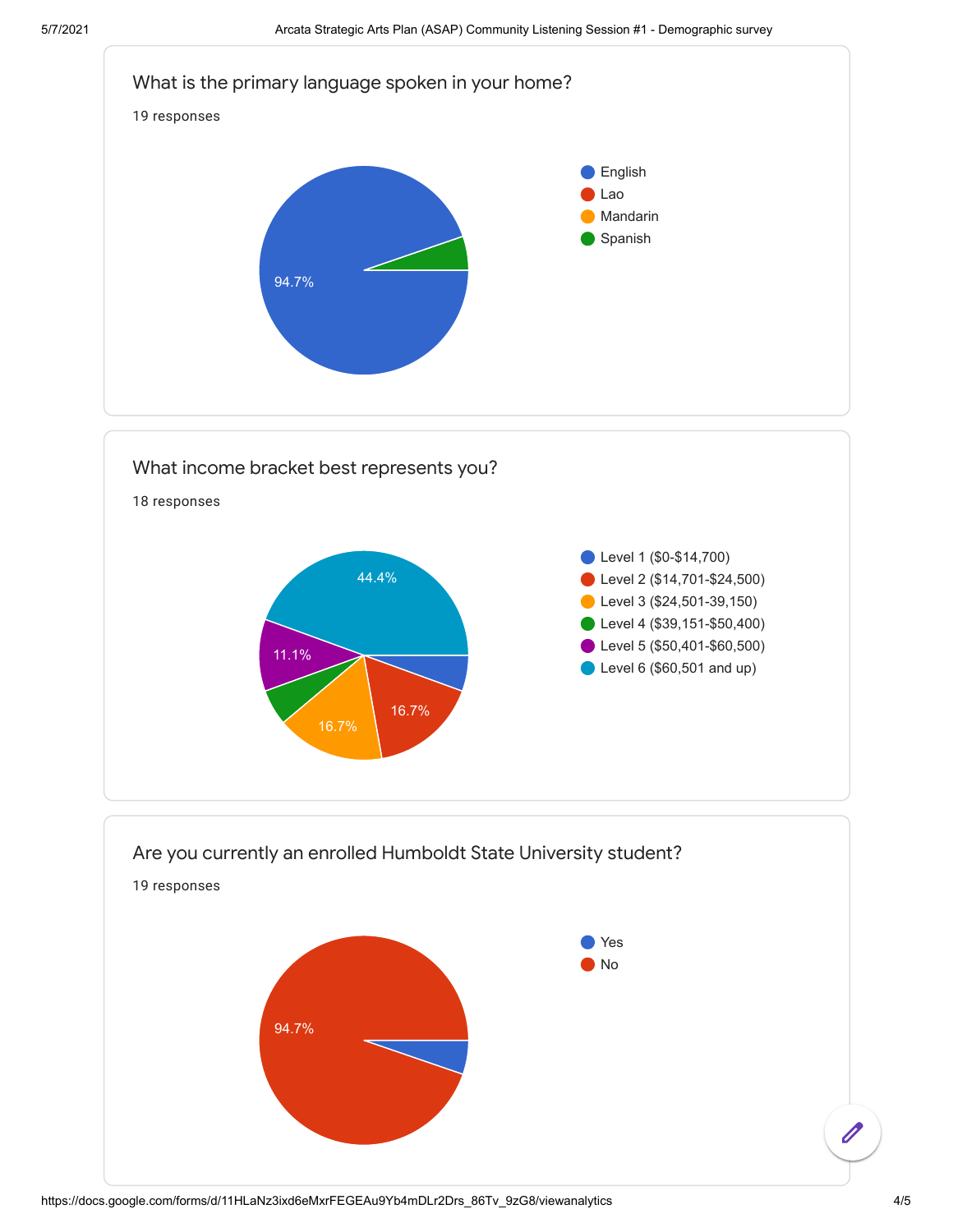## What is the primary language spoken in your home?

19 responses

- English
- Lao
- Mandarin
- Spanish

94.7%

## What income bracket best represents you?

18 responses

- Level 1 ($0-$14,700)
- Level 2 ($14,701-$24,500)
- Level 3 ($24,501-39,150)
- Level 4 ($39,151-$50,400)
- Level 5 ($50,401-$60,500)
- Level 6 ($60,501 and up)

44.4%
11.1%
16.7%
16.7%

## Are you currently an enrolled Humboldt State University student?

19 responses

- Yes
- No

94.7%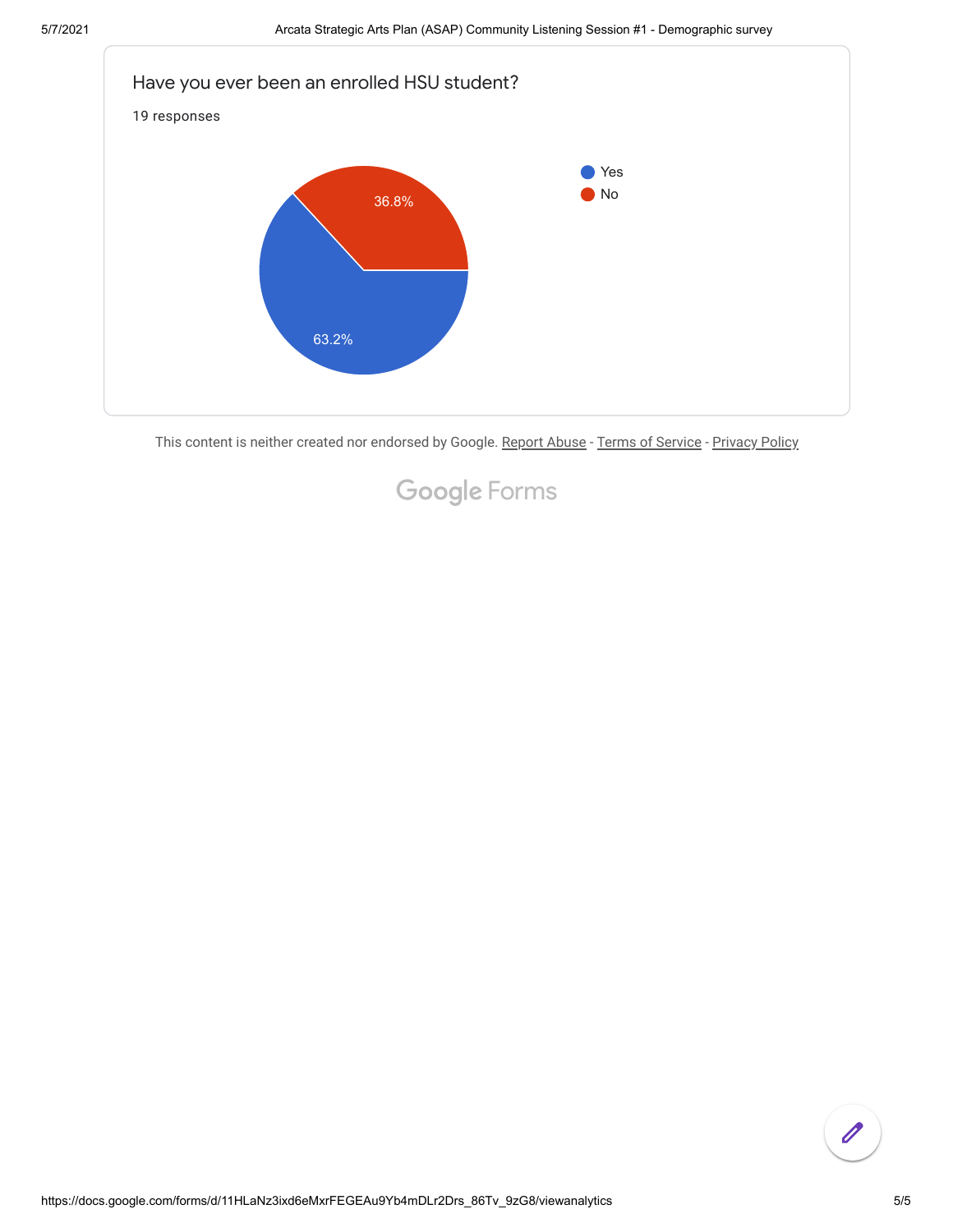Have you ever been an enrolled HSU student?

19 responses

Yes
No

36.8%
63.2%

This content is neither created nor endorsed by Google. Report Abuse - Terms of Service - Privacy Policy

Google Forms